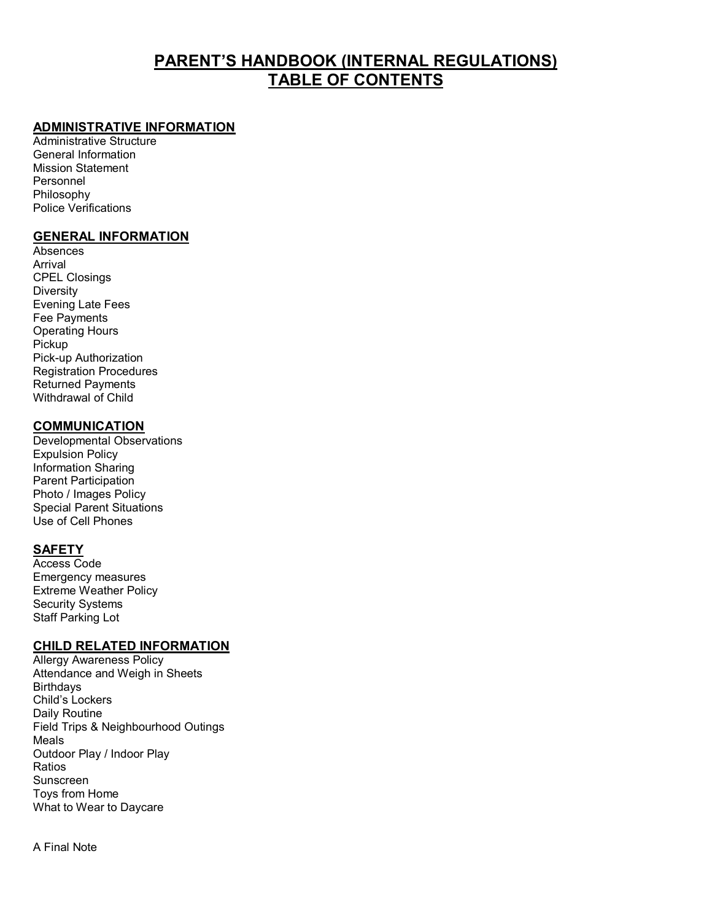# PARENT'S HANDBOOK (INTERNAL REGULATIONS)
# TABLE OF CONTENTS

## ADMINISTRATIVE INFORMATION

Administrative Structure
General Information
Mission Statement
Personnel
Philosophy
Police Verifications

## GENERAL INFORMATION

Absences
Arrival
CPEL Closings
Diversity
Evening Late Fees
Fee Payments
Operating Hours
Pickup
Pick-up Authorization
Registration Procedures
Returned Payments
Withdrawal of Child

## COMMUNICATION

Developmental Observations
Expulsion Policy
Information Sharing
Parent Participation
Photo / Images Policy
Special Parent Situations
Use of Cell Phones

## SAFETY

Access Code
Emergency measures
Extreme Weather Policy
Security Systems
Staff Parking Lot

## CHILD RELATED INFORMATION

Allergy Awareness Policy
Attendance and Weigh in Sheets
Birthdays
Child's Lockers
Daily Routine
Field Trips & Neighbourhood Outings
Meals
Outdoor Play / Indoor Play
Ratios
Sunscreen
Toys from Home
What to Wear to Daycare

A Final Note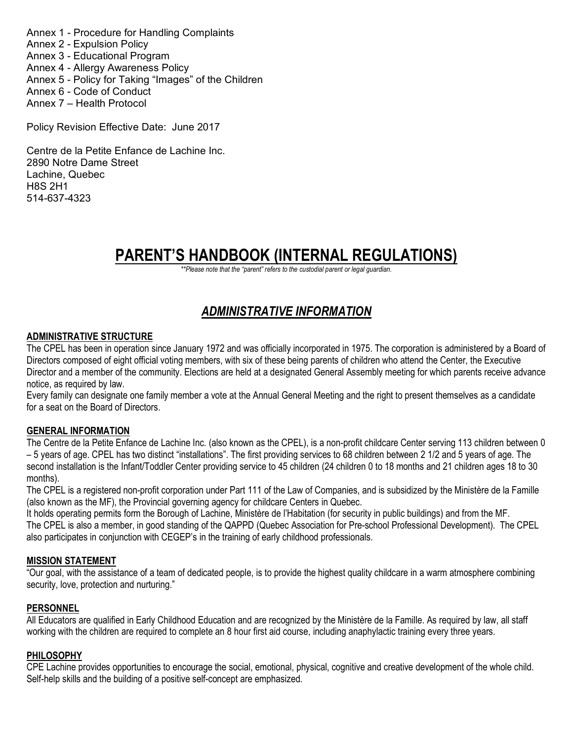Annex 1 - Procedure for Handling Complaints
Annex 2 - Expulsion Policy
Annex 3 - Educational Program
Annex 4 - Allergy Awareness Policy
Annex 5 - Policy for Taking "Images" of the Children
Annex 6 - Code of Conduct
Annex 7 – Health Protocol

Policy Revision Effective Date: June 2017

Centre de la Petite Enfance de Lachine Inc.
2890 Notre Dame Street
Lachine, Quebec
H8S 2H1
514-637-4323

# PARENT'S HANDBOOK (INTERNAL REGULATIONS)

*\*\*Please note that the "parent" refers to the custodial parent or legal guardian.*

## *ADMINISTRATIVE INFORMATION*

### ADMINISTRATIVE STRUCTURE

The CPEL has been in operation since January 1972 and was officially incorporated in 1975. The corporation is administered by a Board of Directors composed of eight official voting members, with six of these being parents of children who attend the Center, the Executive Director and a member of the community. Elections are held at a designated General Assembly meeting for which parents receive advance notice, as required by law.

Every family can designate one family member a vote at the Annual General Meeting and the right to present themselves as a candidate for a seat on the Board of Directors.

### GENERAL INFORMATION

The Centre de la Petite Enfance de Lachine Inc. (also known as the CPEL), is a non-profit childcare Center serving 113 children between 0 – 5 years of age. CPEL has two distinct "installations". The first providing services to 68 children between 2 1/2 and 5 years of age. The second installation is the Infant/Toddler Center providing service to 45 children (24 children 0 to 18 months and 21 children ages 18 to 30 months).

The CPEL is a registered non-profit corporation under Part 111 of the Law of Companies, and is subsidized by the Ministère de la Famille (also known as the MF), the Provincial governing agency for childcare Centers in Quebec.

It holds operating permits form the Borough of Lachine, Ministère de l'Habitation (for security in public buildings) and from the MF.

The CPEL is also a member, in good standing of the QAPPD (Quebec Association for Pre-school Professional Development). The CPEL also participates in conjunction with CEGEP's in the training of early childhood professionals.

### MISSION STATEMENT

"Our goal, with the assistance of a team of dedicated people, is to provide the highest quality childcare in a warm atmosphere combining security, love, protection and nurturing."

### PERSONNEL

All Educators are qualified in Early Childhood Education and are recognized by the Ministère de la Famille. As required by law, all staff working with the children are required to complete an 8 hour first aid course, including anaphylactic training every three years.

### PHILOSOPHY

CPE Lachine provides opportunities to encourage the social, emotional, physical, cognitive and creative development of the whole child. Self-help skills and the building of a positive self-concept are emphasized.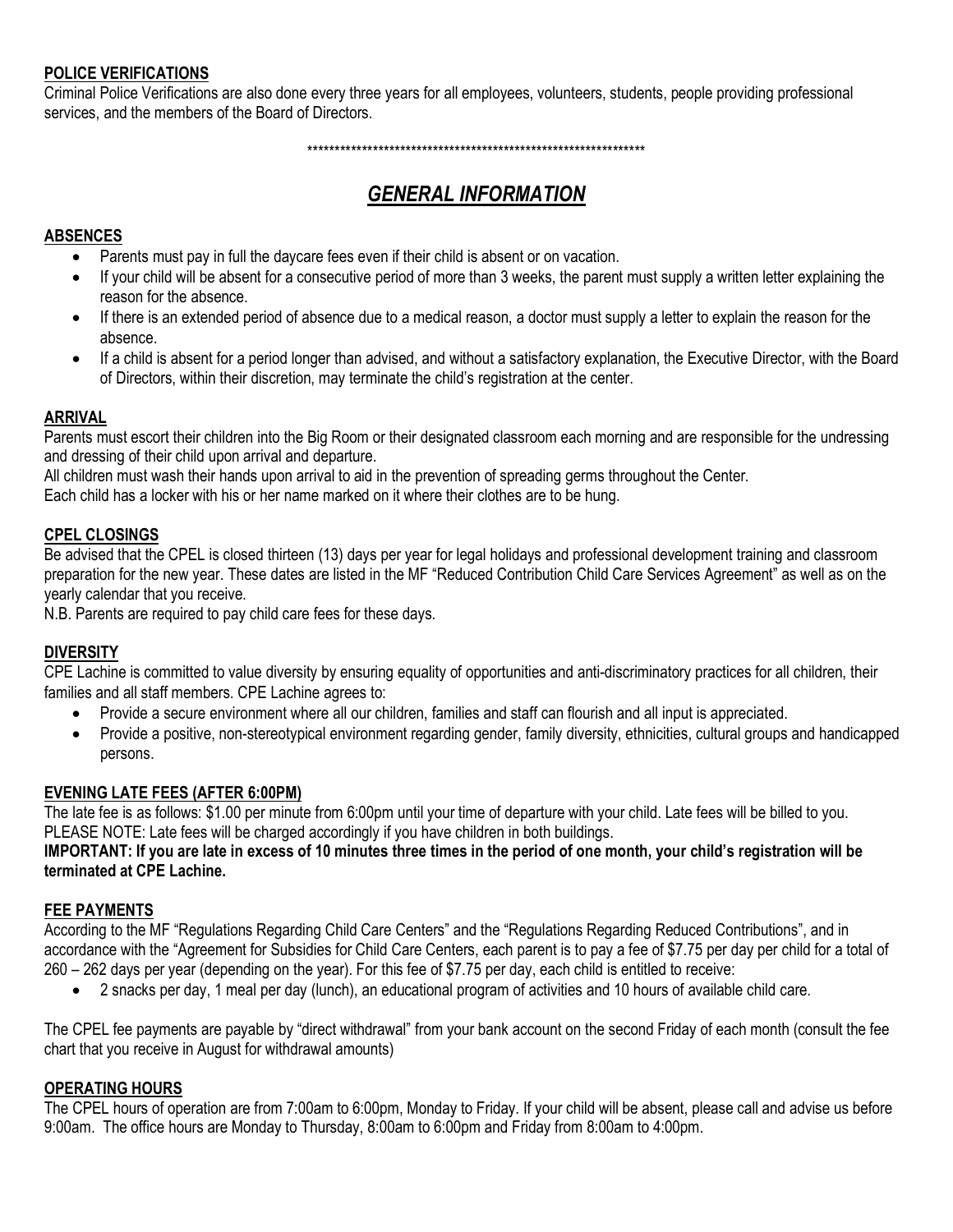**POLICE VERIFICATIONS**

Criminal Police Verifications are also done every three years for all employees, volunteers, students, people providing professional services, and the members of the Board of Directors.

***************************************************************

## ***GENERAL INFORMATION***

**ABSENCES**

- Parents must pay in full the daycare fees even if their child is absent or on vacation.
- If your child will be absent for a consecutive period of more than 3 weeks, the parent must supply a written letter explaining the reason for the absence.
- If there is an extended period of absence due to a medical reason, a doctor must supply a letter to explain the reason for the absence.
- If a child is absent for a period longer than advised, and without a satisfactory explanation, the Executive Director, with the Board of Directors, within their discretion, may terminate the child's registration at the center.

**ARRIVAL**

Parents must escort their children into the Big Room or their designated classroom each morning and are responsible for the undressing and dressing of their child upon arrival and departure.
All children must wash their hands upon arrival to aid in the prevention of spreading germs throughout the Center.
Each child has a locker with his or her name marked on it where their clothes are to be hung.

**CPEL CLOSINGS**

Be advised that the CPEL is closed thirteen (13) days per year for legal holidays and professional development training and classroom preparation for the new year. These dates are listed in the MF "Reduced Contribution Child Care Services Agreement" as well as on the yearly calendar that you receive.
N.B. Parents are required to pay child care fees for these days.

**DIVERSITY**

CPE Lachine is committed to value diversity by ensuring equality of opportunities and anti-discriminatory practices for all children, their families and all staff members. CPE Lachine agrees to:

- Provide a secure environment where all our children, families and staff can flourish and all input is appreciated.
- Provide a positive, non-stereotypical environment regarding gender, family diversity, ethnicities, cultural groups and handicapped persons.

**EVENING LATE FEES (AFTER 6:00PM)**

The late fee is as follows: $1.00 per minute from 6:00pm until your time of departure with your child. Late fees will be billed to you.
PLEASE NOTE: Late fees will be charged accordingly if you have children in both buildings.
**IMPORTANT: If you are late in excess of 10 minutes three times in the period of one month, your child's registration will be terminated at CPE Lachine.**

**FEE PAYMENTS**

According to the MF "Regulations Regarding Child Care Centers" and the "Regulations Regarding Reduced Contributions", and in accordance with the "Agreement for Subsidies for Child Care Centers, each parent is to pay a fee of $7.75 per day per child for a total of 260 – 262 days per year (depending on the year). For this fee of $7.75 per day, each child is entitled to receive:

- 2 snacks per day, 1 meal per day (lunch), an educational program of activities and 10 hours of available child care.

The CPEL fee payments are payable by "direct withdrawal" from your bank account on the second Friday of each month (consult the fee chart that you receive in August for withdrawal amounts)

**OPERATING HOURS**

The CPEL hours of operation are from 7:00am to 6:00pm, Monday to Friday. If your child will be absent, please call and advise us before 9:00am. The office hours are Monday to Thursday, 8:00am to 6:00pm and Friday from 8:00am to 4:00pm.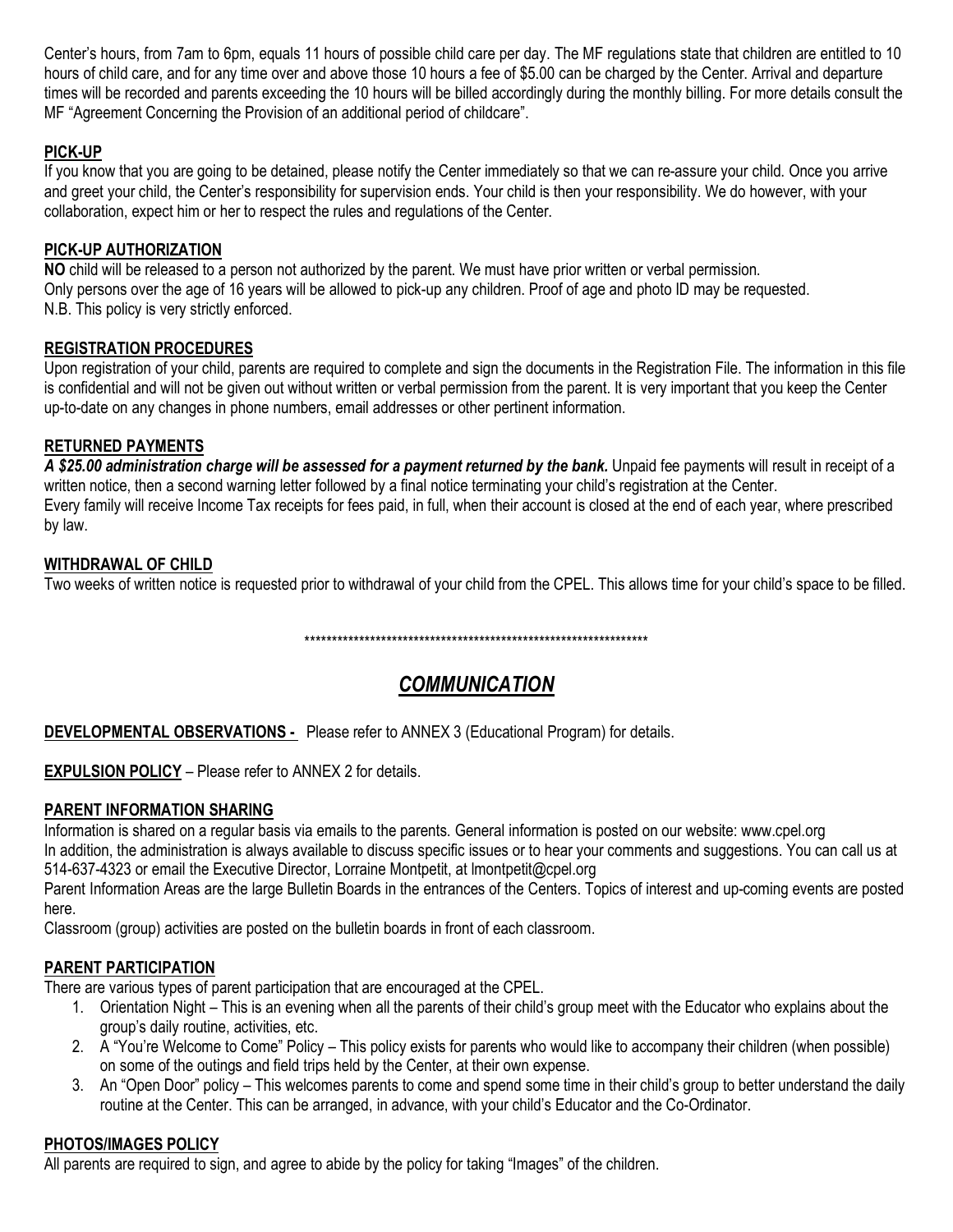Center's hours, from 7am to 6pm, equals 11 hours of possible child care per day. The MF regulations state that children are entitled to 10 hours of child care, and for any time over and above those 10 hours a fee of $5.00 can be charged by the Center. Arrival and departure times will be recorded and parents exceeding the 10 hours will be billed accordingly during the monthly billing. For more details consult the MF "Agreement Concerning the Provision of an additional period of childcare".

### PICK-UP

If you know that you are going to be detained, please notify the Center immediately so that we can re-assure your child. Once you arrive and greet your child, the Center's responsibility for supervision ends. Your child is then your responsibility. We do however, with your collaboration, expect him or her to respect the rules and regulations of the Center.

### PICK-UP AUTHORIZATION

**NO** child will be released to a person not authorized by the parent. We must have prior written or verbal permission.
Only persons over the age of 16 years will be allowed to pick-up any children. Proof of age and photo ID may be requested.
N.B. This policy is very strictly enforced.

### REGISTRATION PROCEDURES

Upon registration of your child, parents are required to complete and sign the documents in the Registration File. The information in this file is confidential and will not be given out without written or verbal permission from the parent. It is very important that you keep the Center up-to-date on any changes in phone numbers, email addresses or other pertinent information.

### RETURNED PAYMENTS

***A $25.00 administration charge will be assessed for a payment returned by the bank.*** Unpaid fee payments will result in receipt of a written notice, then a second warning letter followed by a final notice terminating your child's registration at the Center.
Every family will receive Income Tax receipts for fees paid, in full, when their account is closed at the end of each year, where prescribed by law.

### WITHDRAWAL OF CHILD

Two weeks of written notice is requested prior to withdrawal of your child from the CPEL. This allows time for your child's space to be filled.

*****************************************************************

## *COMMUNICATION*

**DEVELOPMENTAL OBSERVATIONS -** Please refer to ANNEX 3 (Educational Program) for details.

**EXPULSION POLICY** – Please refer to ANNEX 2 for details.

### PARENT INFORMATION SHARING

Information is shared on a regular basis via emails to the parents. General information is posted on our website: www.cpel.org
In addition, the administration is always available to discuss specific issues or to hear your comments and suggestions. You can call us at 514-637-4323 or email the Executive Director, Lorraine Montpetit, at lmontpetit@cpel.org
Parent Information Areas are the large Bulletin Boards in the entrances of the Centers. Topics of interest and up-coming events are posted here.
Classroom (group) activities are posted on the bulletin boards in front of each classroom.

### PARENT PARTICIPATION

There are various types of parent participation that are encouraged at the CPEL.

1. Orientation Night – This is an evening when all the parents of their child's group meet with the Educator who explains about the group's daily routine, activities, etc.
2. A "You're Welcome to Come" Policy – This policy exists for parents who would like to accompany their children (when possible) on some of the outings and field trips held by the Center, at their own expense.
3. An "Open Door" policy – This welcomes parents to come and spend some time in their child's group to better understand the daily routine at the Center. This can be arranged, in advance, with your child's Educator and the Co-Ordinator.

### PHOTOS/IMAGES POLICY

All parents are required to sign, and agree to abide by the policy for taking "Images" of the children.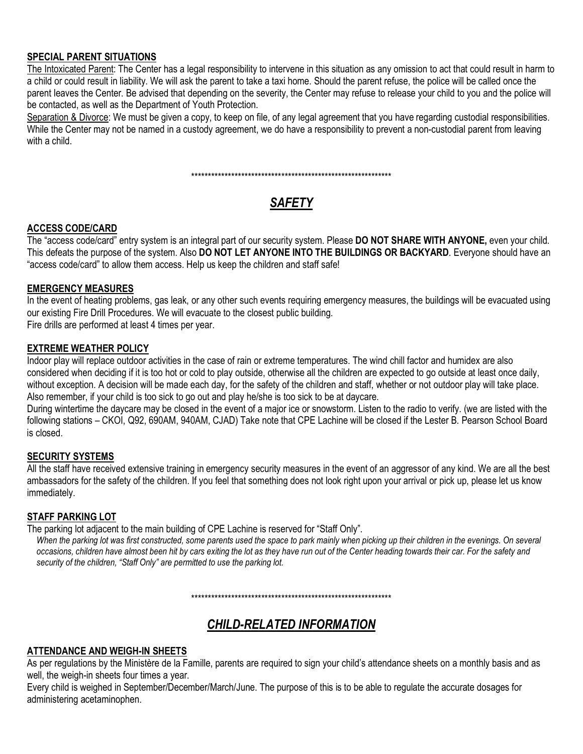### SPECIAL PARENT SITUATIONS

The Intoxicated Parent: The Center has a legal responsibility to intervene in this situation as any omission to act that could result in harm to a child or could result in liability. We will ask the parent to take a taxi home. Should the parent refuse, the police will be called once the parent leaves the Center. Be advised that depending on the severity, the Center may refuse to release your child to you and the police will be contacted, as well as the Department of Youth Protection.

Separation & Divorce: We must be given a copy, to keep on file, of any legal agreement that you have regarding custodial responsibilities. While the Center may not be named in a custody agreement, we do have a responsibility to prevent a non-custodial parent from leaving with a child.

**************************************************************

## *SAFETY*

### ACCESS CODE/CARD

The "access code/card" entry system is an integral part of our security system. Please **DO NOT SHARE WITH ANYONE,** even your child. This defeats the purpose of the system. Also **DO NOT LET ANYONE INTO THE BUILDINGS OR BACKYARD**. Everyone should have an "access code/card" to allow them access. Help us keep the children and staff safe!

### EMERGENCY MEASURES

In the event of heating problems, gas leak, or any other such events requiring emergency measures, the buildings will be evacuated using our existing Fire Drill Procedures. We will evacuate to the closest public building.
Fire drills are performed at least 4 times per year.

### EXTREME WEATHER POLICY

Indoor play will replace outdoor activities in the case of rain or extreme temperatures. The wind chill factor and humidex are also considered when deciding if it is too hot or cold to play outside, otherwise all the children are expected to go outside at least once daily, without exception. A decision will be made each day, for the safety of the children and staff, whether or not outdoor play will take place. Also remember, if your child is too sick to go out and play he/she is too sick to be at daycare.

During wintertime the daycare may be closed in the event of a major ice or snowstorm. Listen to the radio to verify. (we are listed with the following stations – CKOI, Q92, 690AM, 940AM, CJAD) Take note that CPE Lachine will be closed if the Lester B. Pearson School Board is closed.

### SECURITY SYSTEMS

All the staff have received extensive training in emergency security measures in the event of an aggressor of any kind. We are all the best ambassadors for the safety of the children. If you feel that something does not look right upon your arrival or pick up, please let us know immediately.

### STAFF PARKING LOT

The parking lot adjacent to the main building of CPE Lachine is reserved for "Staff Only".

*When the parking lot was first constructed, some parents used the space to park mainly when picking up their children in the evenings. On several occasions, children have almost been hit by cars exiting the lot as they have run out of the Center heading towards their car. For the safety and security of the children, "Staff Only" are permitted to use the parking lot.*

**************************************************************

## *CHILD-RELATED INFORMATION*

### ATTENDANCE AND WEIGH-IN SHEETS

As per regulations by the Ministère de la Famille, parents are required to sign your child's attendance sheets on a monthly basis and as well, the weigh-in sheets four times a year.

Every child is weighed in September/December/March/June. The purpose of this is to be able to regulate the accurate dosages for administering acetaminophen.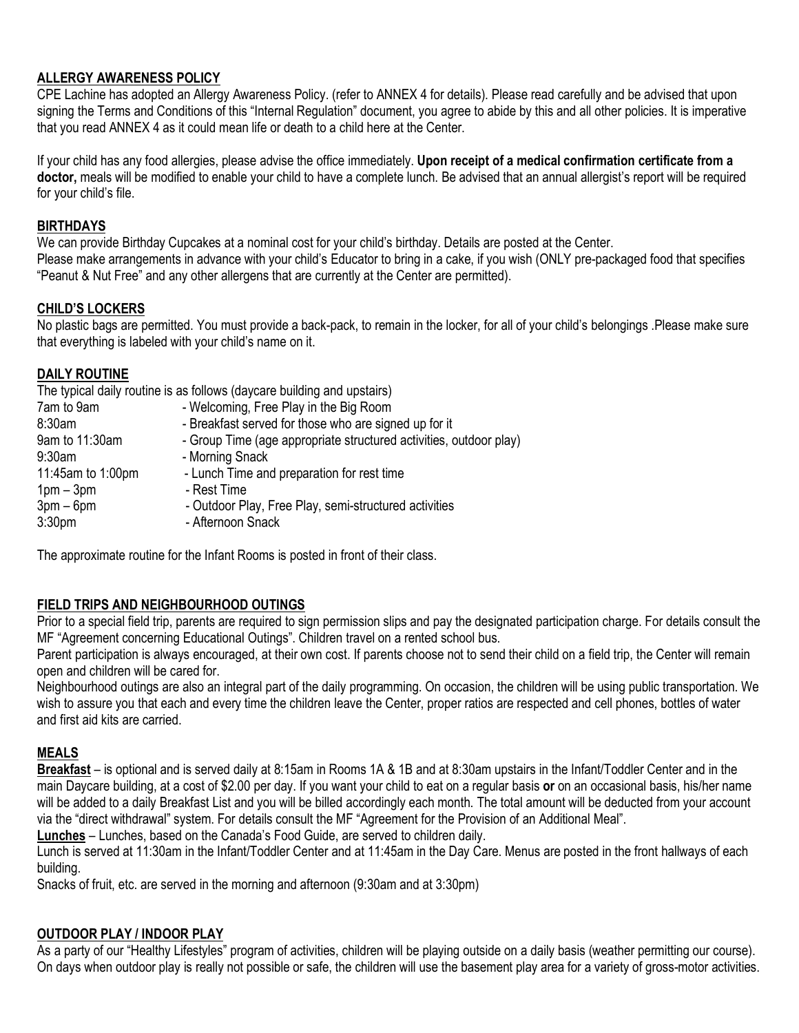## ALLERGY AWARENESS POLICY

CPE Lachine has adopted an Allergy Awareness Policy. (refer to ANNEX 4 for details). Please read carefully and be advised that upon signing the Terms and Conditions of this "Internal Regulation" document, you agree to abide by this and all other policies. It is imperative that you read ANNEX 4 as it could mean life or death to a child here at the Center.

If your child has any food allergies, please advise the office immediately. **Upon receipt of a medical confirmation certificate from a doctor,** meals will be modified to enable your child to have a complete lunch. Be advised that an annual allergist's report will be required for your child's file.

## BIRTHDAYS

We can provide Birthday Cupcakes at a nominal cost for your child's birthday. Details are posted at the Center.
Please make arrangements in advance with your child's Educator to bring in a cake, if you wish (ONLY pre-packaged food that specifies "Peanut & Nut Free" and any other allergens that are currently at the Center are permitted).

## CHILD'S LOCKERS

No plastic bags are permitted. You must provide a back-pack, to remain in the locker, for all of your child's belongings .Please make sure that everything is labeled with your child's name on it.

## DAILY ROUTINE

The typical daily routine is as follows (daycare building and upstairs)

| | |
|---|---|
| 7am to 9am | - Welcoming, Free Play in the Big Room |
| 8:30am | - Breakfast served for those who are signed up for it |
| 9am to 11:30am | - Group Time (age appropriate structured activities, outdoor play) |
| 9:30am | - Morning Snack |
| 11:45am to 1:00pm | - Lunch Time and preparation for rest time |
| 1pm – 3pm | - Rest Time |
| 3pm – 6pm | - Outdoor Play, Free Play, semi-structured activities |
| 3:30pm | - Afternoon Snack |

The approximate routine for the Infant Rooms is posted in front of their class.

## FIELD TRIPS AND NEIGHBOURHOOD OUTINGS

Prior to a special field trip, parents are required to sign permission slips and pay the designated participation charge. For details consult the MF "Agreement concerning Educational Outings". Children travel on a rented school bus.
Parent participation is always encouraged, at their own cost. If parents choose not to send their child on a field trip, the Center will remain open and children will be cared for.
Neighbourhood outings are also an integral part of the daily programming. On occasion, the children will be using public transportation. We wish to assure you that each and every time the children leave the Center, proper ratios are respected and cell phones, bottles of water and first aid kits are carried.

## MEALS

**Breakfast** – is optional and is served daily at 8:15am in Rooms 1A & 1B and at 8:30am upstairs in the Infant/Toddler Center and in the main Daycare building, at a cost of $2.00 per day. If you want your child to eat on a regular basis **or** on an occasional basis, his/her name will be added to a daily Breakfast List and you will be billed accordingly each month. The total amount will be deducted from your account via the "direct withdrawal" system. For details consult the MF "Agreement for the Provision of an Additional Meal".

**Lunches** – Lunches, based on the Canada's Food Guide, are served to children daily.
Lunch is served at 11:30am in the Infant/Toddler Center and at 11:45am in the Day Care. Menus are posted in the front hallways of each building.
Snacks of fruit, etc. are served in the morning and afternoon (9:30am and at 3:30pm)

## OUTDOOR PLAY / INDOOR PLAY

As a party of our "Healthy Lifestyles" program of activities, children will be playing outside on a daily basis (weather permitting our course). On days when outdoor play is really not possible or safe, the children will use the basement play area for a variety of gross-motor activities.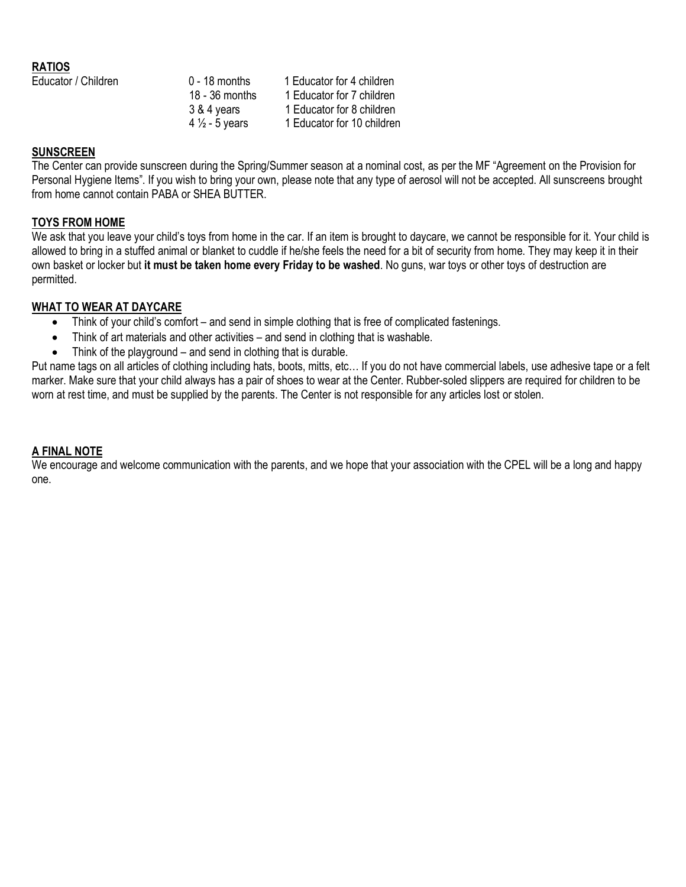## RATIOS

| Educator / Children | | |
|---|---|---|
| | 0 - 18 months | 1 Educator for 4 children |
| | 18 - 36 months | 1 Educator for 7 children |
| | 3 & 4 years | 1 Educator for 8 children |
| | 4 ½ - 5 years | 1 Educator for 10 children |

## SUNSCREEN

The Center can provide sunscreen during the Spring/Summer season at a nominal cost, as per the MF "Agreement on the Provision for Personal Hygiene Items". If you wish to bring your own, please note that any type of aerosol will not be accepted. All sunscreens brought from home cannot contain PABA or SHEA BUTTER.

## TOYS FROM HOME

We ask that you leave your child's toys from home in the car. If an item is brought to daycare, we cannot be responsible for it. Your child is allowed to bring in a stuffed animal or blanket to cuddle if he/she feels the need for a bit of security from home. They may keep it in their own basket or locker but **it must be taken home every Friday to be washed**. No guns, war toys or other toys of destruction are permitted.

## WHAT TO WEAR AT DAYCARE

- Think of your child's comfort – and send in simple clothing that is free of complicated fastenings.
- Think of art materials and other activities – and send in clothing that is washable.
- Think of the playground – and send in clothing that is durable.

Put name tags on all articles of clothing including hats, boots, mitts, etc… If you do not have commercial labels, use adhesive tape or a felt marker. Make sure that your child always has a pair of shoes to wear at the Center. Rubber-soled slippers are required for children to be worn at rest time, and must be supplied by the parents. The Center is not responsible for any articles lost or stolen.

## A FINAL NOTE

We encourage and welcome communication with the parents, and we hope that your association with the CPEL will be a long and happy one.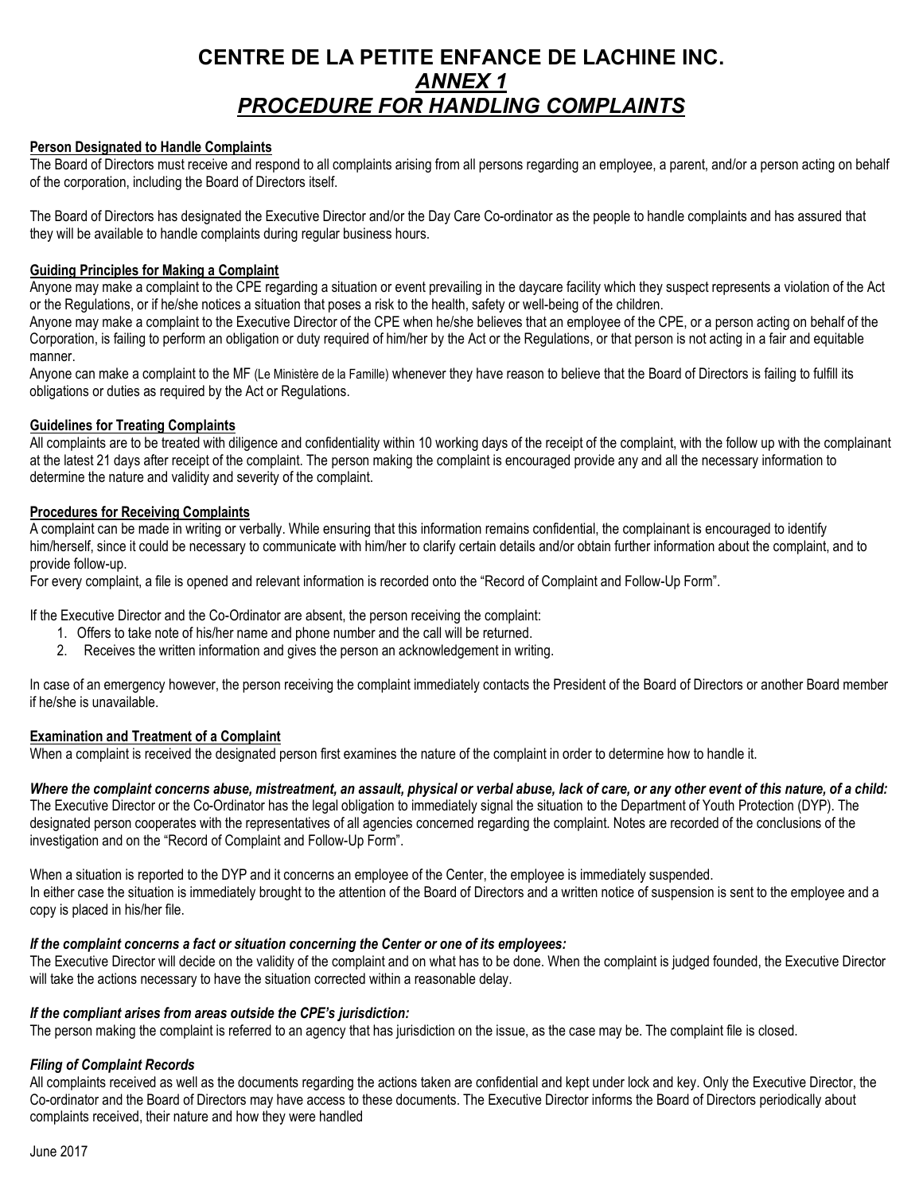# CENTRE DE LA PETITE ENFANCE DE LACHINE INC.

## *ANNEX 1*

## *PROCEDURE FOR HANDLING COMPLAINTS*

**Person Designated to Handle Complaints**

The Board of Directors must receive and respond to all complaints arising from all persons regarding an employee, a parent, and/or a person acting on behalf of the corporation, including the Board of Directors itself.

The Board of Directors has designated the Executive Director and/or the Day Care Co-ordinator as the people to handle complaints and has assured that they will be available to handle complaints during regular business hours.

**Guiding Principles for Making a Complaint**

Anyone may make a complaint to the CPE regarding a situation or event prevailing in the daycare facility which they suspect represents a violation of the Act or the Regulations, or if he/she notices a situation that poses a risk to the health, safety or well-being of the children.

Anyone may make a complaint to the Executive Director of the CPE when he/she believes that an employee of the CPE, or a person acting on behalf of the Corporation, is failing to perform an obligation or duty required of him/her by the Act or the Regulations, or that person is not acting in a fair and equitable manner.

Anyone can make a complaint to the MF (Le Ministère de la Famille) whenever they have reason to believe that the Board of Directors is failing to fulfill its obligations or duties as required by the Act or Regulations.

**Guidelines for Treating Complaints**

All complaints are to be treated with diligence and confidentiality within 10 working days of the receipt of the complaint, with the follow up with the complainant at the latest 21 days after receipt of the complaint. The person making the complaint is encouraged provide any and all the necessary information to determine the nature and validity and severity of the complaint.

**Procedures for Receiving Complaints**

A complaint can be made in writing or verbally. While ensuring that this information remains confidential, the complainant is encouraged to identify him/herself, since it could be necessary to communicate with him/her to clarify certain details and/or obtain further information about the complaint, and to provide follow-up.

For every complaint, a file is opened and relevant information is recorded onto the "Record of Complaint and Follow-Up Form".

If the Executive Director and the Co-Ordinator are absent, the person receiving the complaint:

1. Offers to take note of his/her name and phone number and the call will be returned.
2. Receives the written information and gives the person an acknowledgement in writing.

In case of an emergency however, the person receiving the complaint immediately contacts the President of the Board of Directors or another Board member if he/she is unavailable.

**Examination and Treatment of a Complaint**

When a complaint is received the designated person first examines the nature of the complaint in order to determine how to handle it.

***Where the complaint concerns abuse, mistreatment, an assault, physical or verbal abuse, lack of care, or any other event of this nature, of a child:***

The Executive Director or the Co-Ordinator has the legal obligation to immediately signal the situation to the Department of Youth Protection (DYP). The designated person cooperates with the representatives of all agencies concerned regarding the complaint. Notes are recorded of the conclusions of the investigation and on the "Record of Complaint and Follow-Up Form".

When a situation is reported to the DYP and it concerns an employee of the Center, the employee is immediately suspended.

In either case the situation is immediately brought to the attention of the Board of Directors and a written notice of suspension is sent to the employee and a copy is placed in his/her file.

***If the complaint concerns a fact or situation concerning the Center or one of its employees:***

The Executive Director will decide on the validity of the complaint and on what has to be done. When the complaint is judged founded, the Executive Director will take the actions necessary to have the situation corrected within a reasonable delay.

***If the compliant arises from areas outside the CPE's jurisdiction:***

The person making the complaint is referred to an agency that has jurisdiction on the issue, as the case may be. The complaint file is closed.

***Filing of Complaint Records***

All complaints received as well as the documents regarding the actions taken are confidential and kept under lock and key. Only the Executive Director, the Co-ordinator and the Board of Directors may have access to these documents. The Executive Director informs the Board of Directors periodically about complaints received, their nature and how they were handled

June 2017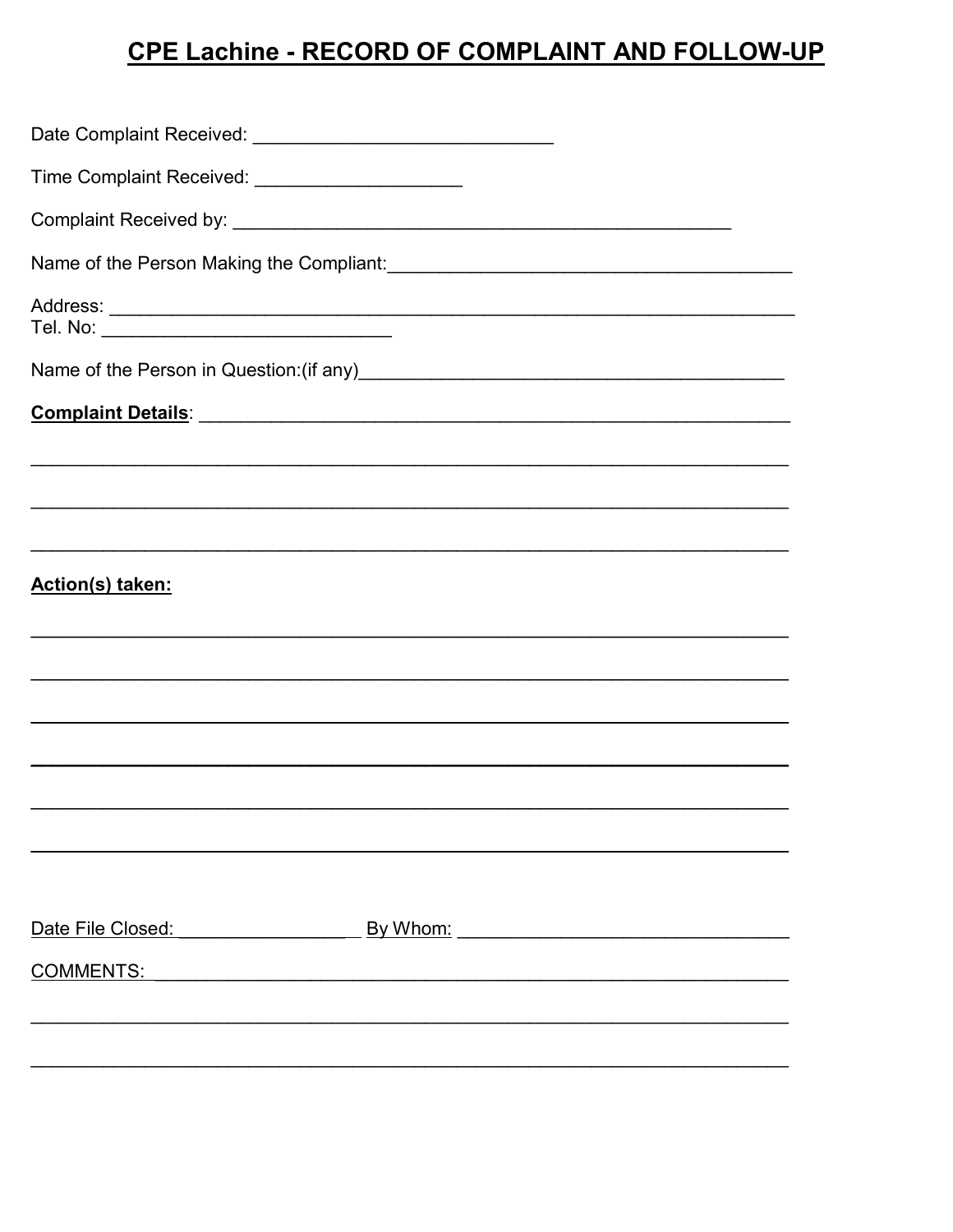# CPE Lachine - RECORD OF COMPLAINT AND FOLLOW-UP

Date Complaint Received: ______________________________

Time Complaint Received: ____________________

Complaint Received by: __________________________________________________

Name of the Person Making the Compliant:________________________________________

Address: ______________________________________________________________________
Tel. No: ____________________________

Name of the Person in Question:(if any)__________________________________________

**Complaint Details**: ___________________________________________________________

______________________________________________________________________________

______________________________________________________________________________

______________________________________________________________________________

**Action(s) taken:**

______________________________________________________________________________

______________________________________________________________________________

______________________________________________________________________________

______________________________________________________________________________

______________________________________________________________________________

______________________________________________________________________________

Date File Closed: _________________ By Whom: ________________________________

COMMENTS: ____________________________________________________________________

______________________________________________________________________________

______________________________________________________________________________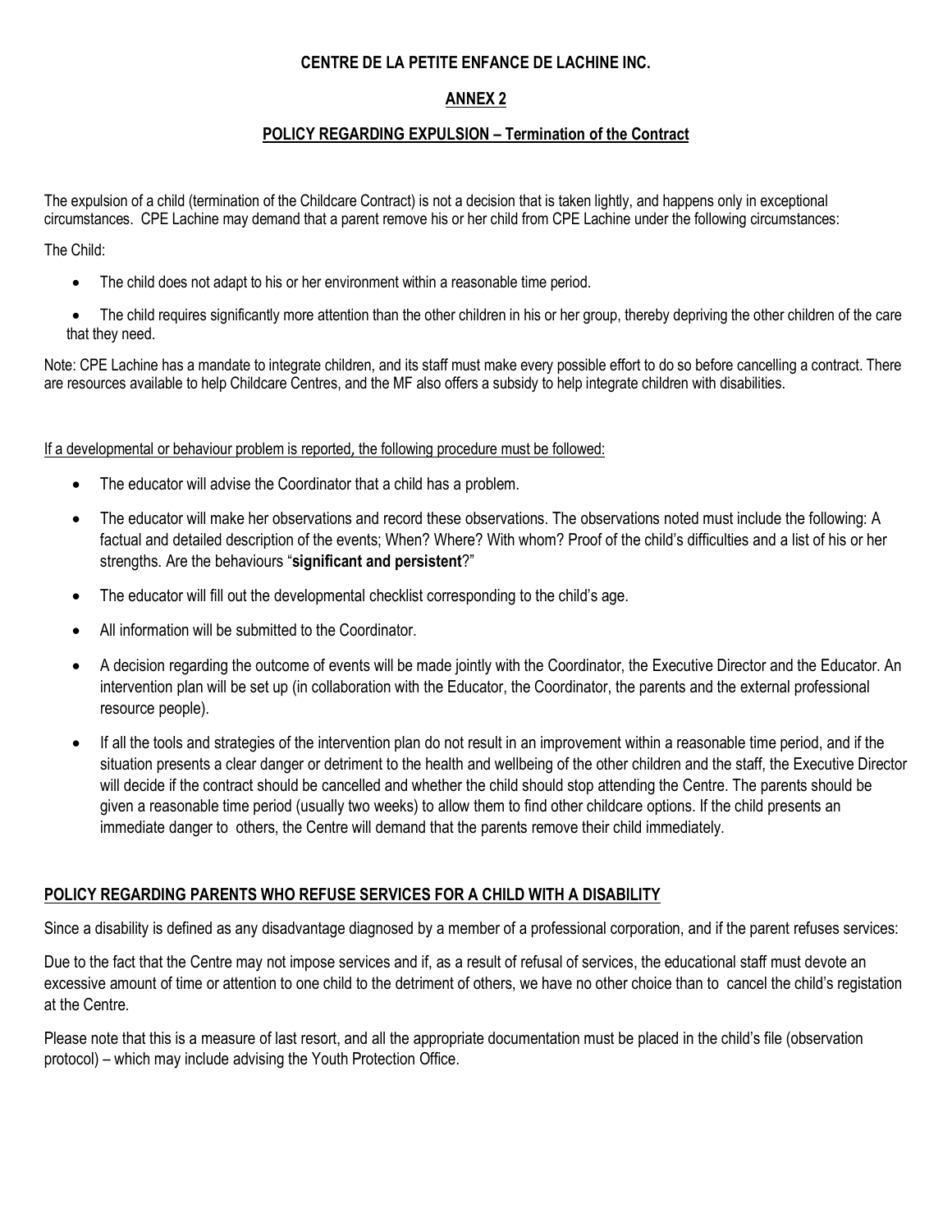**CENTRE DE LA PETITE ENFANCE DE LACHINE INC.**

## ANNEX 2

### POLICY REGARDING EXPULSION – Termination of the Contract

The expulsion of a child (termination of the Childcare Contract) is not a decision that is taken lightly, and happens only in exceptional circumstances. CPE Lachine may demand that a parent remove his or her child from CPE Lachine under the following circumstances:

The Child:

- The child does not adapt to his or her environment within a reasonable time period.
- The child requires significantly more attention than the other children in his or her group, thereby depriving the other children of the care that they need.

Note: CPE Lachine has a mandate to integrate children, and its staff must make every possible effort to do so before cancelling a contract. There are resources available to help Childcare Centres, and the MF also offers a subsidy to help integrate children with disabilities.

<u>If a developmental or behaviour problem is reported, the following procedure must be followed:</u>

- The educator will advise the Coordinator that a child has a problem.
- The educator will make her observations and record these observations. The observations noted must include the following: A factual and detailed description of the events; When? Where? With whom? Proof of the child's difficulties and a list of his or her strengths. Are the behaviours "**significant and persistent**?"
- The educator will fill out the developmental checklist corresponding to the child's age.
- All information will be submitted to the Coordinator.
- A decision regarding the outcome of events will be made jointly with the Coordinator, the Executive Director and the Educator. An intervention plan will be set up (in collaboration with the Educator, the Coordinator, the parents and the external professional resource people).
- If all the tools and strategies of the intervention plan do not result in an improvement within a reasonable time period, and if the situation presents a clear danger or detriment to the health and wellbeing of the other children and the staff, the Executive Director will decide if the contract should be cancelled and whether the child should stop attending the Centre. The parents should be given a reasonable time period (usually two weeks) to allow them to find other childcare options. If the child presents an immediate danger to others, the Centre will demand that the parents remove their child immediately.

### POLICY REGARDING PARENTS WHO REFUSE SERVICES FOR A CHILD WITH A DISABILITY

Since a disability is defined as any disadvantage diagnosed by a member of a professional corporation, and if the parent refuses services:

Due to the fact that the Centre may not impose services and if, as a result of refusal of services, the educational staff must devote an excessive amount of time or attention to one child to the detriment of others, we have no other choice than to cancel the child's registation at the Centre.

Please note that this is a measure of last resort, and all the appropriate documentation must be placed in the child's file (observation protocol) – which may include advising the Youth Protection Office.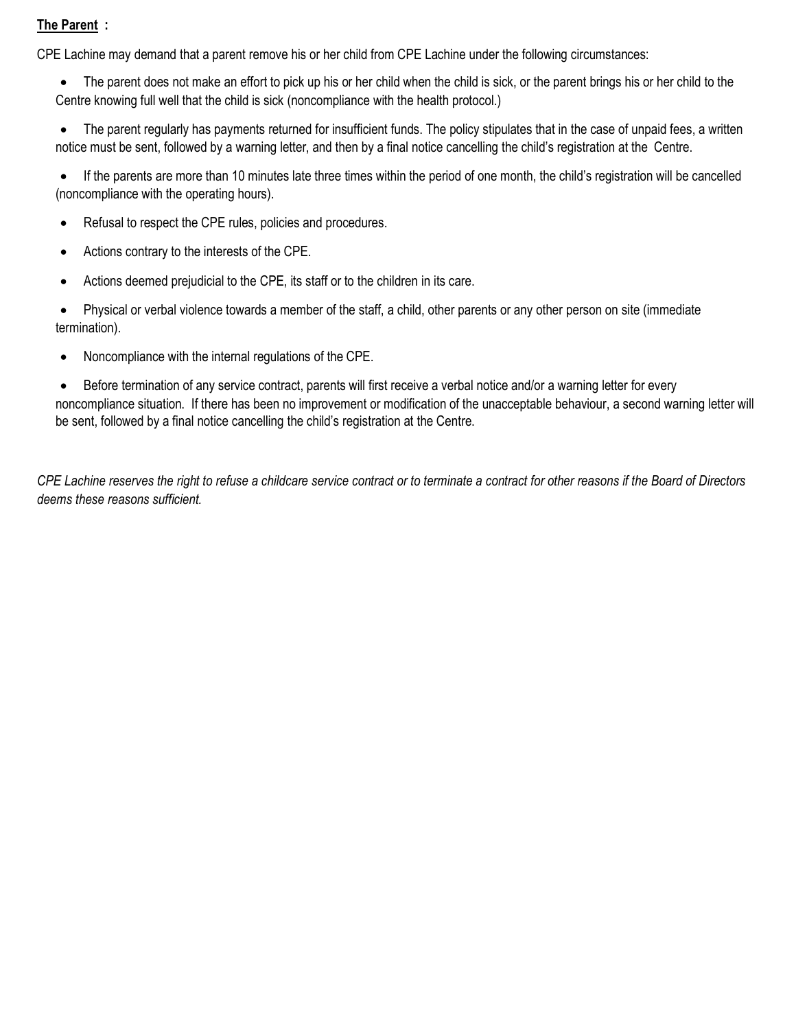**The Parent :**

CPE Lachine may demand that a parent remove his or her child from CPE Lachine under the following circumstances:

- The parent does not make an effort to pick up his or her child when the child is sick, or the parent brings his or her child to the Centre knowing full well that the child is sick (noncompliance with the health protocol.)
- The parent regularly has payments returned for insufficient funds. The policy stipulates that in the case of unpaid fees, a written notice must be sent, followed by a warning letter, and then by a final notice cancelling the child's registration at the Centre.
- If the parents are more than 10 minutes late three times within the period of one month, the child's registration will be cancelled (noncompliance with the operating hours).
- Refusal to respect the CPE rules, policies and procedures.
- Actions contrary to the interests of the CPE.
- Actions deemed prejudicial to the CPE, its staff or to the children in its care.
- Physical or verbal violence towards a member of the staff, a child, other parents or any other person on site (immediate termination).
- Noncompliance with the internal regulations of the CPE.
- Before termination of any service contract, parents will first receive a verbal notice and/or a warning letter for every noncompliance situation. If there has been no improvement or modification of the unacceptable behaviour, a second warning letter will be sent, followed by a final notice cancelling the child's registration at the Centre.

*CPE Lachine reserves the right to refuse a childcare service contract or to terminate a contract for other reasons if the Board of Directors deems these reasons sufficient.*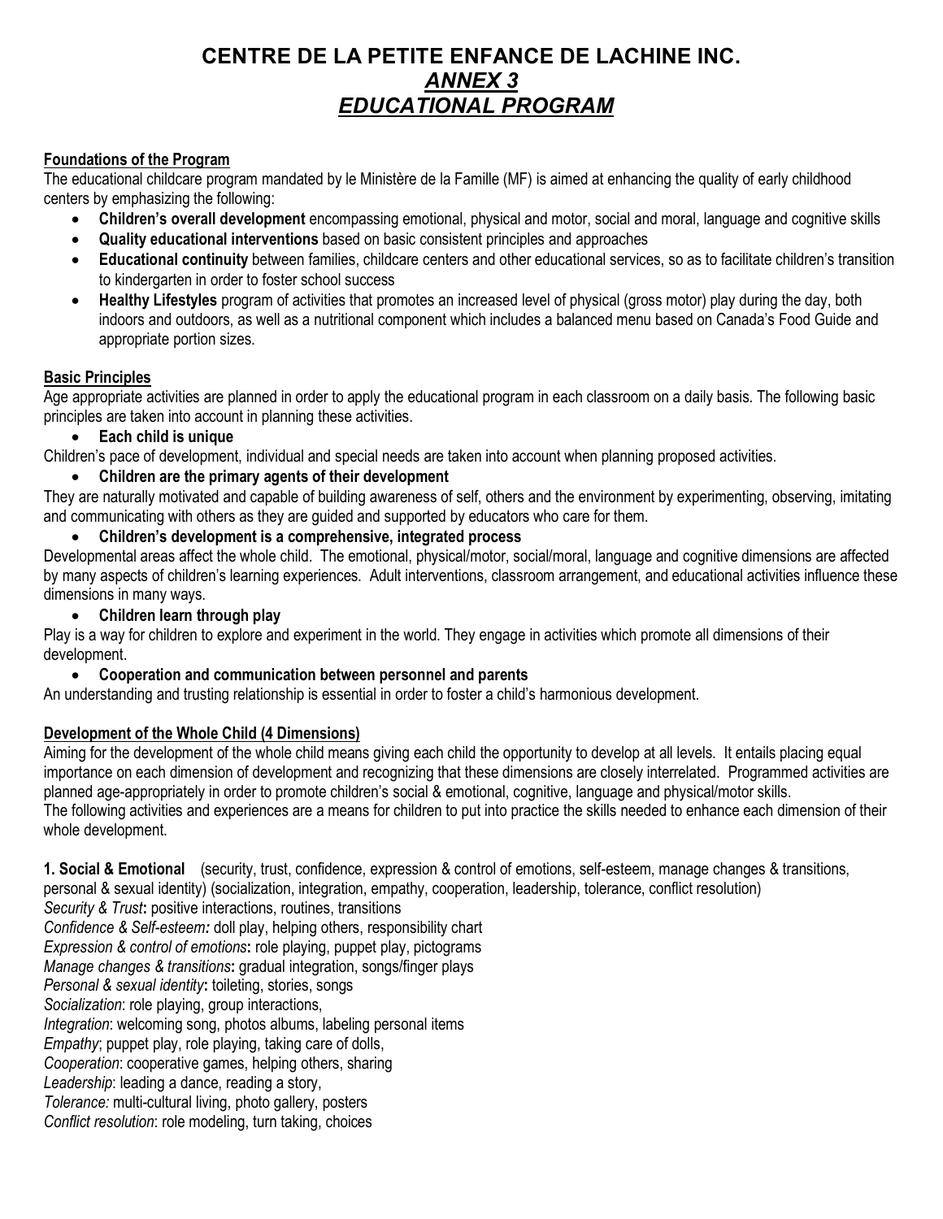# CENTRE DE LA PETITE ENFANCE DE LACHINE INC.
## *ANNEX 3*
## *EDUCATIONAL PROGRAM*

**Foundations of the Program**

The educational childcare program mandated by le Ministère de la Famille (MF) is aimed at enhancing the quality of early childhood centers by emphasizing the following:

- **Children's overall development** encompassing emotional, physical and motor, social and moral, language and cognitive skills
- **Quality educational interventions** based on basic consistent principles and approaches
- **Educational continuity** between families, childcare centers and other educational services, so as to facilitate children's transition to kindergarten in order to foster school success
- **Healthy Lifestyles** program of activities that promotes an increased level of physical (gross motor) play during the day, both indoors and outdoors, as well as a nutritional component which includes a balanced menu based on Canada's Food Guide and appropriate portion sizes.

**Basic Principles**

Age appropriate activities are planned in order to apply the educational program in each classroom on a daily basis. The following basic principles are taken into account in planning these activities.

- **Each child is unique**

Children's pace of development, individual and special needs are taken into account when planning proposed activities.

- **Children are the primary agents of their development**

They are naturally motivated and capable of building awareness of self, others and the environment by experimenting, observing, imitating and communicating with others as they are guided and supported by educators who care for them.

- **Children's development is a comprehensive, integrated process**

Developmental areas affect the whole child. The emotional, physical/motor, social/moral, language and cognitive dimensions are affected by many aspects of children's learning experiences. Adult interventions, classroom arrangement, and educational activities influence these dimensions in many ways.

- **Children learn through play**

Play is a way for children to explore and experiment in the world. They engage in activities which promote all dimensions of their development.

- **Cooperation and communication between personnel and parents**

An understanding and trusting relationship is essential in order to foster a child's harmonious development.

**Development of the Whole Child (4 Dimensions)**

Aiming for the development of the whole child means giving each child the opportunity to develop at all levels. It entails placing equal importance on each dimension of development and recognizing that these dimensions are closely interrelated. Programmed activities are planned age-appropriately in order to promote children's social & emotional, cognitive, language and physical/motor skills.
The following activities and experiences are a means for children to put into practice the skills needed to enhance each dimension of their whole development.

**1. Social & Emotional** (security, trust, confidence, expression & control of emotions, self-esteem, manage changes & transitions, personal & sexual identity) (socialization, integration, empathy, cooperation, leadership, tolerance, conflict resolution)
*Security & Trust***:** positive interactions, routines, transitions
*Confidence & Self-esteem:* doll play, helping others, responsibility chart
*Expression & control of emotions***:** role playing, puppet play, pictograms
*Manage changes & transitions***:** gradual integration, songs/finger plays
*Personal & sexual identity***:** toileting, stories, songs
*Socialization*: role playing, group interactions,
*Integration*: welcoming song, photos albums, labeling personal items
*Empathy*; puppet play, role playing, taking care of dolls,
*Cooperation*: cooperative games, helping others, sharing
*Leadership*: leading a dance, reading a story,
*Tolerance:* multi-cultural living, photo gallery, posters
*Conflict resolution*: role modeling, turn taking, choices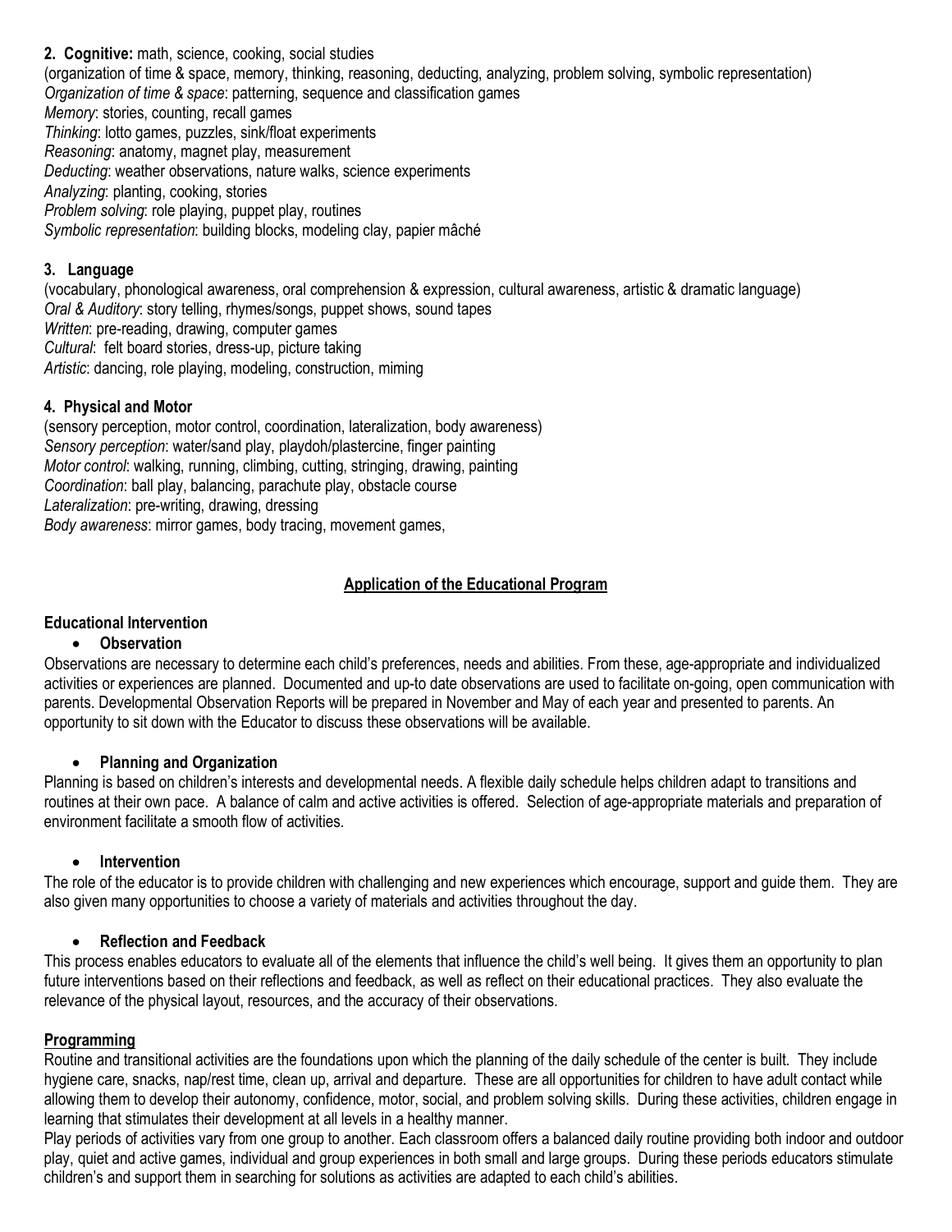**2. Cognitive:** math, science, cooking, social studies
(organization of time & space, memory, thinking, reasoning, deducting, analyzing, problem solving, symbolic representation)
*Organization of time & space*: patterning, sequence and classification games
*Memory*: stories, counting, recall games
*Thinking*: lotto games, puzzles, sink/float experiments
*Reasoning*: anatomy, magnet play, measurement
*Deducting*: weather observations, nature walks, science experiments
*Analyzing*: planting, cooking, stories
*Problem solving*: role playing, puppet play, routines
*Symbolic representation*: building blocks, modeling clay, papier mâché

**3. Language**
(vocabulary, phonological awareness, oral comprehension & expression, cultural awareness, artistic & dramatic language)
*Oral & Auditory*: story telling, rhymes/songs, puppet shows, sound tapes
*Written*: pre-reading, drawing, computer games
*Cultural*: felt board stories, dress-up, picture taking
*Artistic*: dancing, role playing, modeling, construction, miming

**4. Physical and Motor**
(sensory perception, motor control, coordination, lateralization, body awareness)
*Sensory perception*: water/sand play, playdoh/plastercine, finger painting
*Motor control*: walking, running, climbing, cutting, stringing, drawing, painting
*Coordination*: ball play, balancing, parachute play, obstacle course
*Lateralization*: pre-writing, drawing, dressing
*Body awareness*: mirror games, body tracing, movement games,

## Application of the Educational Program

### Educational Intervention

- **Observation**

Observations are necessary to determine each child's preferences, needs and abilities. From these, age-appropriate and individualized activities or experiences are planned. Documented and up-to date observations are used to facilitate on-going, open communication with parents. Developmental Observation Reports will be prepared in November and May of each year and presented to parents. An opportunity to sit down with the Educator to discuss these observations will be available.

- **Planning and Organization**

Planning is based on children's interests and developmental needs. A flexible daily schedule helps children adapt to transitions and routines at their own pace. A balance of calm and active activities is offered. Selection of age-appropriate materials and preparation of environment facilitate a smooth flow of activities.

- **Intervention**

The role of the educator is to provide children with challenging and new experiences which encourage, support and guide them. They are also given many opportunities to choose a variety of materials and activities throughout the day.

- **Reflection and Feedback**

This process enables educators to evaluate all of the elements that influence the child's well being. It gives them an opportunity to plan future interventions based on their reflections and feedback, as well as reflect on their educational practices. They also evaluate the relevance of the physical layout, resources, and the accuracy of their observations.

### Programming

Routine and transitional activities are the foundations upon which the planning of the daily schedule of the center is built. They include hygiene care, snacks, nap/rest time, clean up, arrival and departure. These are all opportunities for children to have adult contact while allowing them to develop their autonomy, confidence, motor, social, and problem solving skills. During these activities, children engage in learning that stimulates their development at all levels in a healthy manner.

Play periods of activities vary from one group to another. Each classroom offers a balanced daily routine providing both indoor and outdoor play, quiet and active games, individual and group experiences in both small and large groups. During these periods educators stimulate children's and support them in searching for solutions as activities are adapted to each child's abilities.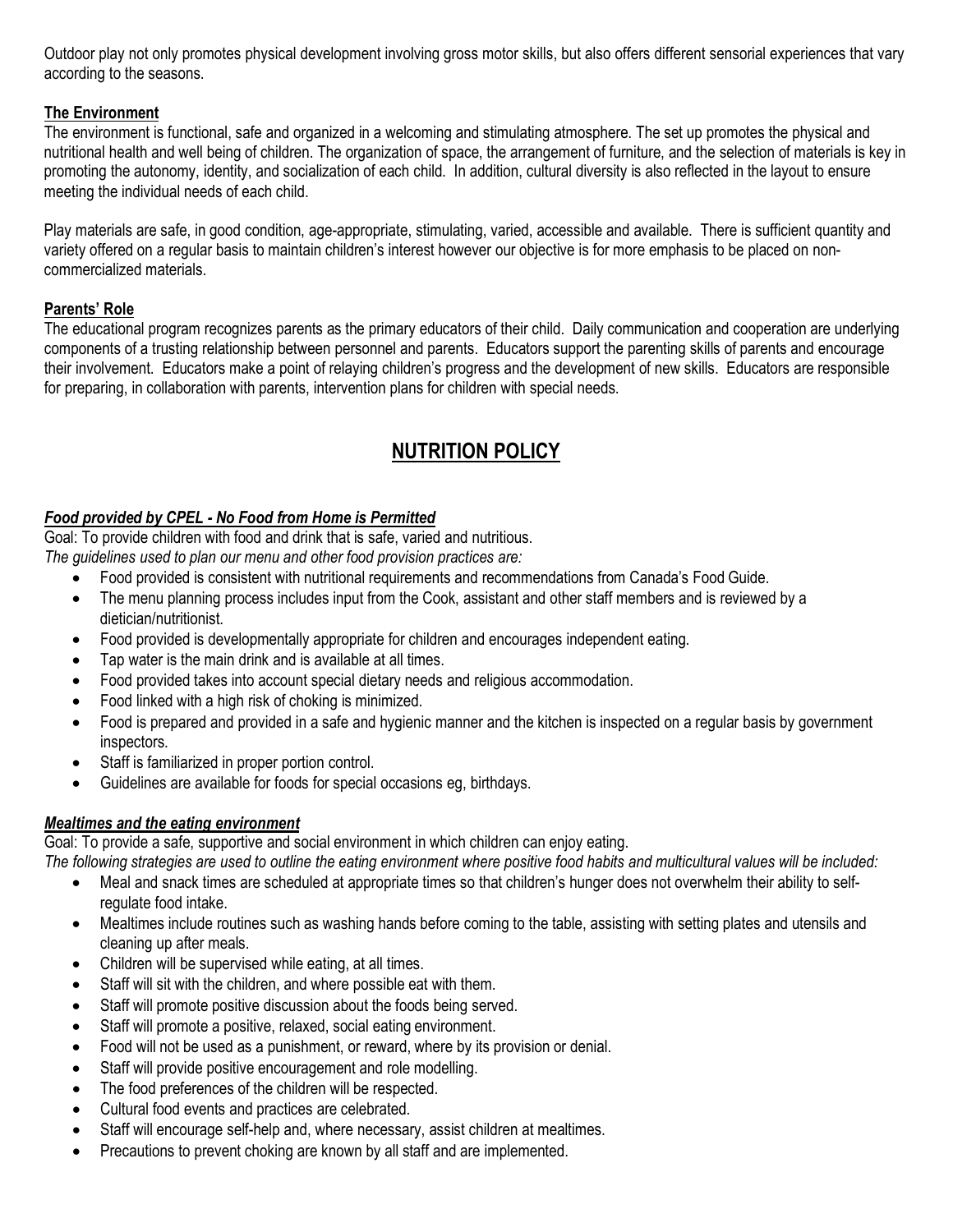Outdoor play not only promotes physical development involving gross motor skills, but also offers different sensorial experiences that vary according to the seasons.

**The Environment**

The environment is functional, safe and organized in a welcoming and stimulating atmosphere. The set up promotes the physical and nutritional health and well being of children. The organization of space, the arrangement of furniture, and the selection of materials is key in promoting the autonomy, identity, and socialization of each child. In addition, cultural diversity is also reflected in the layout to ensure meeting the individual needs of each child.

Play materials are safe, in good condition, age-appropriate, stimulating, varied, accessible and available. There is sufficient quantity and variety offered on a regular basis to maintain children's interest however our objective is for more emphasis to be placed on non-commercialized materials.

**Parents' Role**

The educational program recognizes parents as the primary educators of their child. Daily communication and cooperation are underlying components of a trusting relationship between personnel and parents. Educators support the parenting skills of parents and encourage their involvement. Educators make a point of relaying children's progress and the development of new skills. Educators are responsible for preparing, in collaboration with parents, intervention plans for children with special needs.

## NUTRITION POLICY

***Food provided by CPEL - No Food from Home is Permitted***

Goal: To provide children with food and drink that is safe, varied and nutritious.

*The guidelines used to plan our menu and other food provision practices are:*

- Food provided is consistent with nutritional requirements and recommendations from Canada's Food Guide.
- The menu planning process includes input from the Cook, assistant and other staff members and is reviewed by a dietician/nutritionist.
- Food provided is developmentally appropriate for children and encourages independent eating.
- Tap water is the main drink and is available at all times.
- Food provided takes into account special dietary needs and religious accommodation.
- Food linked with a high risk of choking is minimized.
- Food is prepared and provided in a safe and hygienic manner and the kitchen is inspected on a regular basis by government inspectors.
- Staff is familiarized in proper portion control.
- Guidelines are available for foods for special occasions eg, birthdays.

***Mealtimes and the eating environment***

Goal: To provide a safe, supportive and social environment in which children can enjoy eating.

*The following strategies are used to outline the eating environment where positive food habits and multicultural values will be included:*

- Meal and snack times are scheduled at appropriate times so that children's hunger does not overwhelm their ability to self-regulate food intake.
- Mealtimes include routines such as washing hands before coming to the table, assisting with setting plates and utensils and cleaning up after meals.
- Children will be supervised while eating, at all times.
- Staff will sit with the children, and where possible eat with them.
- Staff will promote positive discussion about the foods being served.
- Staff will promote a positive, relaxed, social eating environment.
- Food will not be used as a punishment, or reward, where by its provision or denial.
- Staff will provide positive encouragement and role modelling.
- The food preferences of the children will be respected.
- Cultural food events and practices are celebrated.
- Staff will encourage self-help and, where necessary, assist children at mealtimes.
- Precautions to prevent choking are known by all staff and are implemented.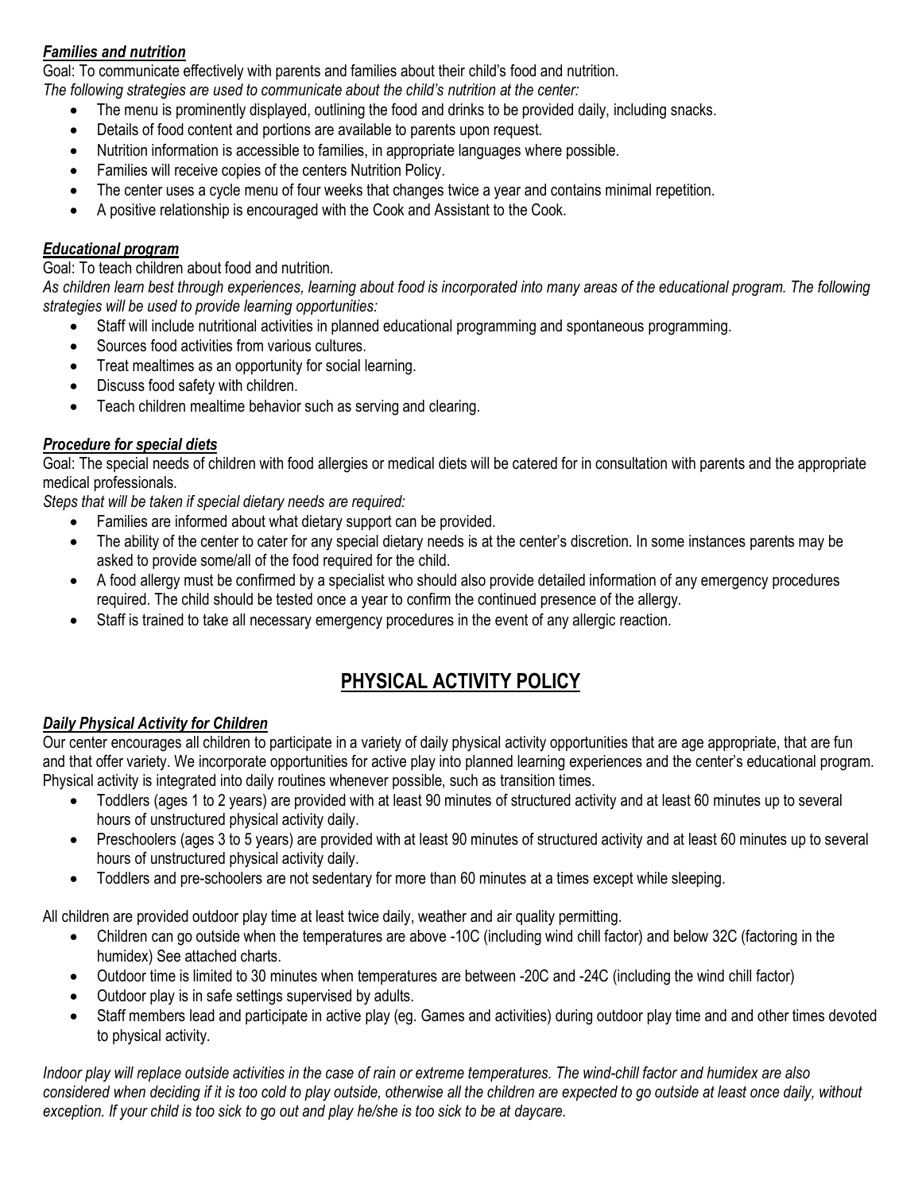***Families and nutrition***

Goal: To communicate effectively with parents and families about their child's food and nutrition.

*The following strategies are used to communicate about the child's nutrition at the center:*

- The menu is prominently displayed, outlining the food and drinks to be provided daily, including snacks.
- Details of food content and portions are available to parents upon request.
- Nutrition information is accessible to families, in appropriate languages where possible.
- Families will receive copies of the centers Nutrition Policy.
- The center uses a cycle menu of four weeks that changes twice a year and contains minimal repetition.
- A positive relationship is encouraged with the Cook and Assistant to the Cook.

***Educational program***

Goal: To teach children about food and nutrition.

*As children learn best through experiences, learning about food is incorporated into many areas of the educational program. The following strategies will be used to provide learning opportunities:*

- Staff will include nutritional activities in planned educational programming and spontaneous programming.
- Sources food activities from various cultures.
- Treat mealtimes as an opportunity for social learning.
- Discuss food safety with children.
- Teach children mealtime behavior such as serving and clearing.

***Procedure for special diets***

Goal: The special needs of children with food allergies or medical diets will be catered for in consultation with parents and the appropriate medical professionals.

*Steps that will be taken if special dietary needs are required:*

- Families are informed about what dietary support can be provided.
- The ability of the center to cater for any special dietary needs is at the center's discretion. In some instances parents may be asked to provide some/all of the food required for the child.
- A food allergy must be confirmed by a specialist who should also provide detailed information of any emergency procedures required. The child should be tested once a year to confirm the continued presence of the allergy.
- Staff is trained to take all necessary emergency procedures in the event of any allergic reaction.

# PHYSICAL ACTIVITY POLICY

***Daily Physical Activity for Children***

Our center encourages all children to participate in a variety of daily physical activity opportunities that are age appropriate, that are fun and that offer variety. We incorporate opportunities for active play into planned learning experiences and the center's educational program. Physical activity is integrated into daily routines whenever possible, such as transition times.

- Toddlers (ages 1 to 2 years) are provided with at least 90 minutes of structured activity and at least 60 minutes up to several hours of unstructured physical activity daily.
- Preschoolers (ages 3 to 5 years) are provided with at least 90 minutes of structured activity and at least 60 minutes up to several hours of unstructured physical activity daily.
- Toddlers and pre-schoolers are not sedentary for more than 60 minutes at a times except while sleeping.

All children are provided outdoor play time at least twice daily, weather and air quality permitting.

- Children can go outside when the temperatures are above -10C (including wind chill factor) and below 32C (factoring in the humidex) See attached charts.
- Outdoor time is limited to 30 minutes when temperatures are between -20C and -24C (including the wind chill factor)
- Outdoor play is in safe settings supervised by adults.
- Staff members lead and participate in active play (eg. Games and activities) during outdoor play time and and other times devoted to physical activity.

*Indoor play will replace outside activities in the case of rain or extreme temperatures. The wind-chill factor and humidex are also considered when deciding if it is too cold to play outside, otherwise all the children are expected to go outside at least once daily, without exception. If your child is too sick to go out and play he/she is too sick to be at daycare.*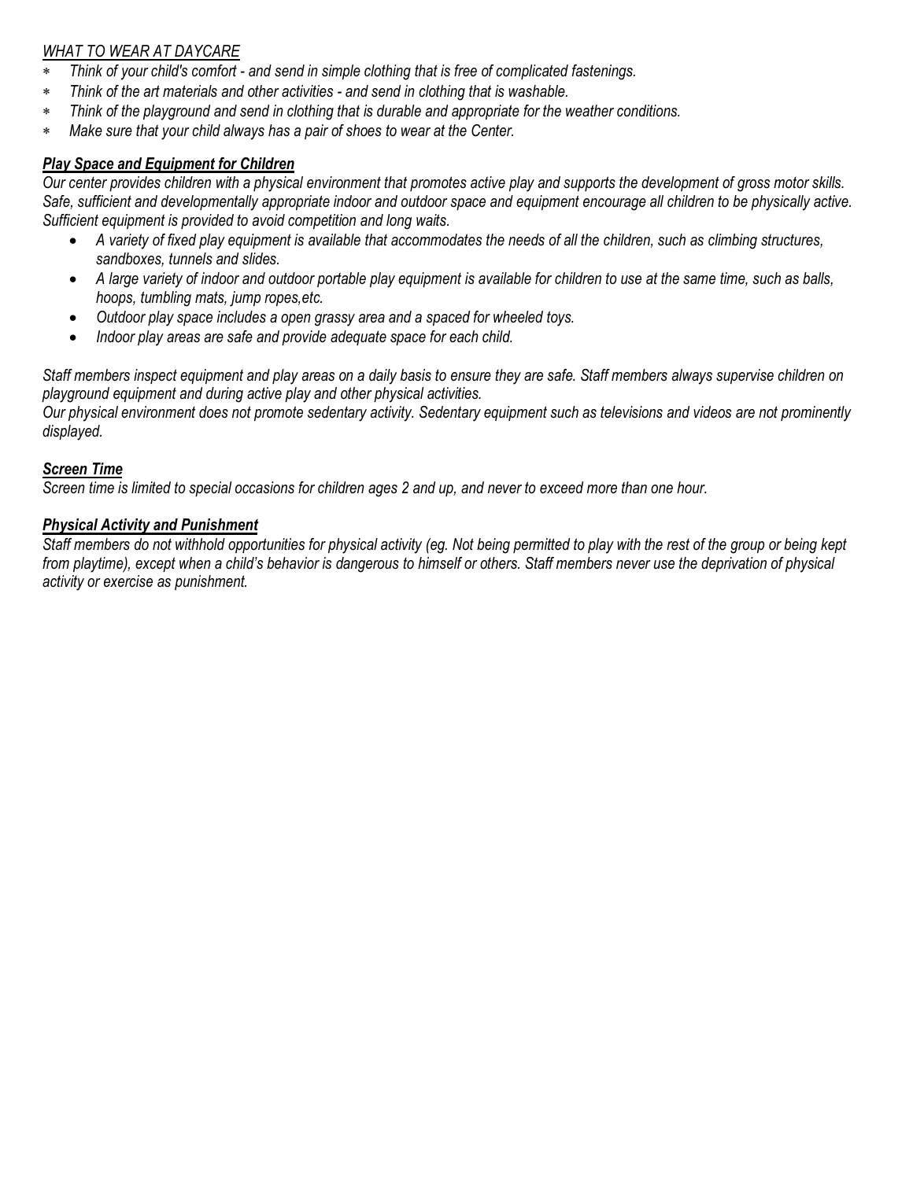*WHAT TO WEAR AT DAYCARE*

- *Think of your child's comfort - and send in simple clothing that is free of complicated fastenings.*
- *Think of the art materials and other activities - and send in clothing that is washable.*
- *Think of the playground and send in clothing that is durable and appropriate for the weather conditions.*
- *Make sure that your child always has a pair of shoes to wear at the Center.*

***Play Space and Equipment for Children***

*Our center provides children with a physical environment that promotes active play and supports the development of gross motor skills. Safe, sufficient and developmentally appropriate indoor and outdoor space and equipment encourage all children to be physically active. Sufficient equipment is provided to avoid competition and long waits.*

- *A variety of fixed play equipment is available that accommodates the needs of all the children, such as climbing structures, sandboxes, tunnels and slides.*
- *A large variety of indoor and outdoor portable play equipment is available for children to use at the same time, such as balls, hoops, tumbling mats, jump ropes,etc.*
- *Outdoor play space includes a open grassy area and a spaced for wheeled toys.*
- *Indoor play areas are safe and provide adequate space for each child.*

*Staff members inspect equipment and play areas on a daily basis to ensure they are safe. Staff members always supervise children on playground equipment and during active play and other physical activities.*
*Our physical environment does not promote sedentary activity. Sedentary equipment such as televisions and videos are not prominently displayed.*

***Screen Time***

*Screen time is limited to special occasions for children ages 2 and up, and never to exceed more than one hour.*

***Physical Activity and Punishment***

*Staff members do not withhold opportunities for physical activity (eg. Not being permitted to play with the rest of the group or being kept from playtime), except when a child's behavior is dangerous to himself or others. Staff members never use the deprivation of physical activity or exercise as punishment.*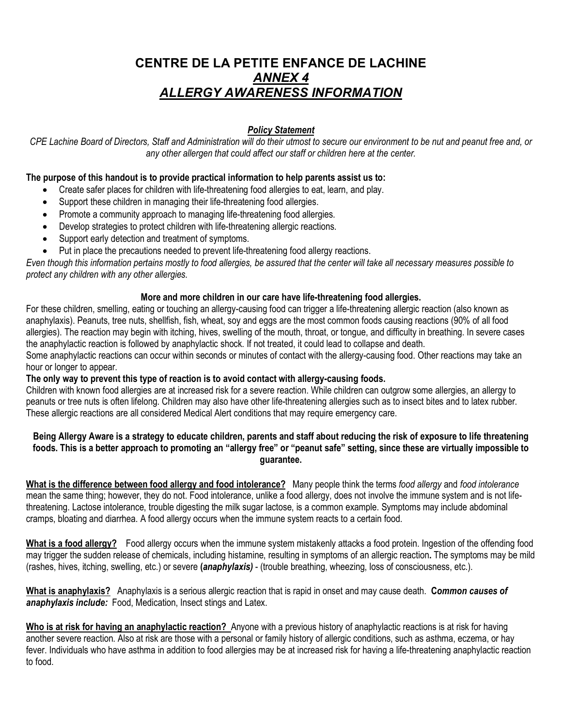# CENTRE DE LA PETITE ENFANCE DE LACHINE

## *ANNEX 4*

## *ALLERGY AWARENESS INFORMATION*

***Policy Statement***

*CPE Lachine Board of Directors, Staff and Administration will do their utmost to secure our environment to be nut and peanut free and, or any other allergen that could affect our staff or children here at the center.*

**The purpose of this handout is to provide practical information to help parents assist us to:**

- Create safer places for children with life-threatening food allergies to eat, learn, and play.
- Support these children in managing their life-threatening food allergies.
- Promote a community approach to managing life-threatening food allergies.
- Develop strategies to protect children with life-threatening allergic reactions.
- Support early detection and treatment of symptoms.
- Put in place the precautions needed to prevent life-threatening food allergy reactions.

*Even though this information pertains mostly to food allergies, be assured that the center will take all necessary measures possible to protect any children with any other allergies.*

**More and more children in our care have life-threatening food allergies.**

For these children, smelling, eating or touching an allergy-causing food can trigger a life-threatening allergic reaction (also known as anaphylaxis). Peanuts, tree nuts, shellfish, fish, wheat, soy and eggs are the most common foods causing reactions (90% of all food allergies). The reaction may begin with itching, hives, swelling of the mouth, throat, or tongue, and difficulty in breathing. In severe cases the anaphylactic reaction is followed by anaphylactic shock. If not treated, it could lead to collapse and death.

Some anaphylactic reactions can occur within seconds or minutes of contact with the allergy-causing food. Other reactions may take an hour or longer to appear.

**The only way to prevent this type of reaction is to avoid contact with allergy-causing foods.**

Children with known food allergies are at increased risk for a severe reaction. While children can outgrow some allergies, an allergy to peanuts or tree nuts is often lifelong. Children may also have other life-threatening allergies such as to insect bites and to latex rubber. These allergic reactions are all considered Medical Alert conditions that may require emergency care.

**Being Allergy Aware is a strategy to educate children, parents and staff about reducing the risk of exposure to life threatening foods. This is a better approach to promoting an "allergy free" or "peanut safe" setting, since these are virtually impossible to guarantee.**

**What is the difference between food allergy and food intolerance?** Many people think the terms *food allergy* and *food intolerance* mean the same thing; however, they do not. Food intolerance, unlike a food allergy, does not involve the immune system and is not life-threatening. Lactose intolerance, trouble digesting the milk sugar lactose, is a common example. Symptoms may include abdominal cramps, bloating and diarrhea. A food allergy occurs when the immune system reacts to a certain food.

**What is a food allergy?** Food allergy occurs when the immune system mistakenly attacks a food protein. Ingestion of the offending food may trigger the sudden release of chemicals, including histamine, resulting in symptoms of an allergic reaction**.** The symptoms may be mild (rashes, hives, itching, swelling, etc.) or severe **(*anaphylaxis)*** - (trouble breathing, wheezing, loss of consciousness, etc.).

**What is anaphylaxis?** Anaphylaxis is a serious allergic reaction that is rapid in onset and may cause death. ***Common causes of anaphylaxis include:*** Food, Medication, Insect stings and Latex.

**Who is at risk for having an anaphylactic reaction?** Anyone with a previous history of anaphylactic reactions is at risk for having another severe reaction. Also at risk are those with a personal or family history of allergic conditions, such as asthma, eczema, or hay fever. Individuals who have asthma in addition to food allergies may be at increased risk for having a life-threatening anaphylactic reaction to food.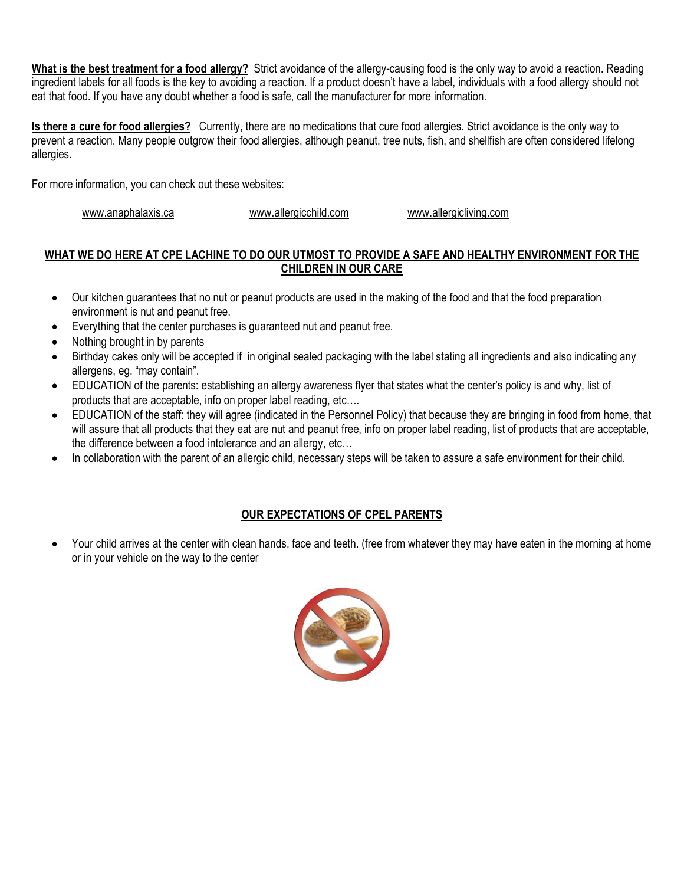**What is the best treatment for a food allergy?** Strict avoidance of the allergy-causing food is the only way to avoid a reaction. Reading ingredient labels for all foods is the key to avoiding a reaction. If a product doesn't have a label, individuals with a food allergy should not eat that food. If you have any doubt whether a food is safe, call the manufacturer for more information.

**Is there a cure for food allergies?** Currently, there are no medications that cure food allergies. Strict avoidance is the only way to prevent a reaction. Many people outgrow their food allergies, although peanut, tree nuts, fish, and shellfish are often considered lifelong allergies.

For more information, you can check out these websites:

www.anaphalaxis.ca www.allergicchild.com www.allergicliving.com

## WHAT WE DO HERE AT CPE LACHINE TO DO OUR UTMOST TO PROVIDE A SAFE AND HEALTHY ENVIRONMENT FOR THE CHILDREN IN OUR CARE

- Our kitchen guarantees that no nut or peanut products are used in the making of the food and that the food preparation environment is nut and peanut free.
- Everything that the center purchases is guaranteed nut and peanut free.
- Nothing brought in by parents
- Birthday cakes only will be accepted if in original sealed packaging with the label stating all ingredients and also indicating any allergens, eg. "may contain".
- EDUCATION of the parents: establishing an allergy awareness flyer that states what the center's policy is and why, list of products that are acceptable, info on proper label reading, etc….
- EDUCATION of the staff: they will agree (indicated in the Personnel Policy) that because they are bringing in food from home, that will assure that all products that they eat are nut and peanut free, info on proper label reading, list of products that are acceptable, the difference between a food intolerance and an allergy, etc…
- In collaboration with the parent of an allergic child, necessary steps will be taken to assure a safe environment for their child.

## OUR EXPECTATIONS OF CPEL PARENTS

- Your child arrives at the center with clean hands, face and teeth. (free from whatever they may have eaten in the morning at home or in your vehicle on the way to the center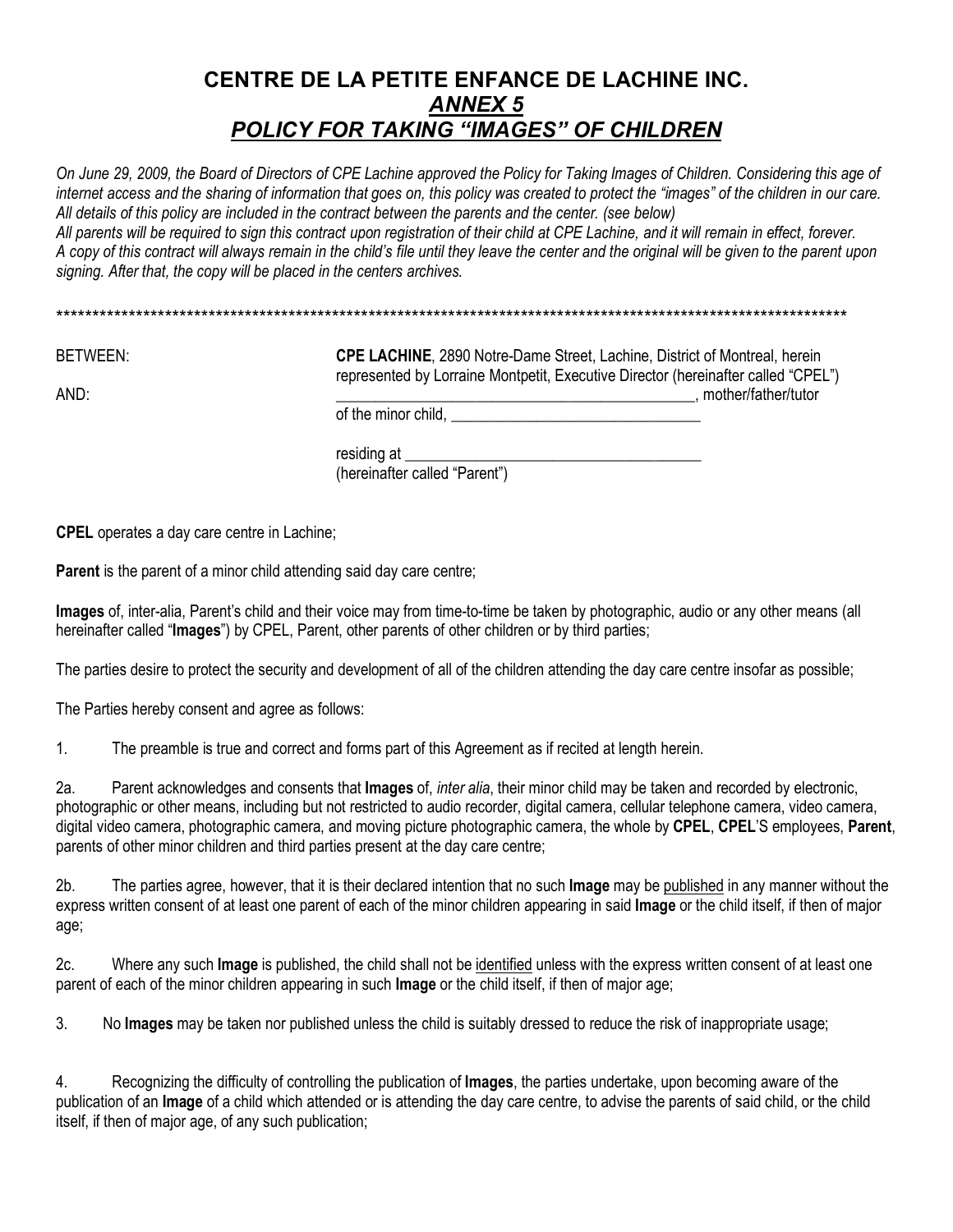# CENTRE DE LA PETITE ENFANCE DE LACHINE INC.

## *ANNEX 5*

## *POLICY FOR TAKING "IMAGES" OF CHILDREN*

*On June 29, 2009, the Board of Directors of CPE Lachine approved the Policy for Taking Images of Children. Considering this age of internet access and the sharing of information that goes on, this policy was created to protect the "images" of the children in our care. All details of this policy are included in the contract between the parents and the center. (see below)*

*All parents will be required to sign this contract upon registration of their child at CPE Lachine, and it will remain in effect, forever. A copy of this contract will always remain in the child's file until they leave the center and the original will be given to the parent upon signing. After that, the copy will be placed in the centers archives.*

*****************************************************************************************************************

BETWEEN: **CPE LACHINE**, 2890 Notre-Dame Street, Lachine, District of Montreal, herein represented by Lorraine Montpetit, Executive Director (hereinafter called "CPEL")

AND: _____________________________________________, mother/father/tutor of the minor child, _______________________________

residing at _____________________________________
(hereinafter called "Parent")

**CPEL** operates a day care centre in Lachine;

**Parent** is the parent of a minor child attending said day care centre;

**Images** of, inter-alia, Parent's child and their voice may from time-to-time be taken by photographic, audio or any other means (all hereinafter called "**Images**") by CPEL, Parent, other parents of other children or by third parties;

The parties desire to protect the security and development of all of the children attending the day care centre insofar as possible;

The Parties hereby consent and agree as follows:

1. The preamble is true and correct and forms part of this Agreement as if recited at length herein.

2a. Parent acknowledges and consents that **Images** of, *inter alia*, their minor child may be taken and recorded by electronic, photographic or other means, including but not restricted to audio recorder, digital camera, cellular telephone camera, video camera, digital video camera, photographic camera, and moving picture photographic camera, the whole by **CPEL**, **CPEL**'S employees, **Parent**, parents of other minor children and third parties present at the day care centre;

2b. The parties agree, however, that it is their declared intention that no such **Image** may be <u>published</u> in any manner without the express written consent of at least one parent of each of the minor children appearing in said **Image** or the child itself, if then of major age;

2c. Where any such **Image** is published, the child shall not be <u>identified</u> unless with the express written consent of at least one parent of each of the minor children appearing in such **Image** or the child itself, if then of major age;

3. No **Images** may be taken nor published unless the child is suitably dressed to reduce the risk of inappropriate usage;

4. Recognizing the difficulty of controlling the publication of **Images**, the parties undertake, upon becoming aware of the publication of an **Image** of a child which attended or is attending the day care centre, to advise the parents of said child, or the child itself, if then of major age, of any such publication;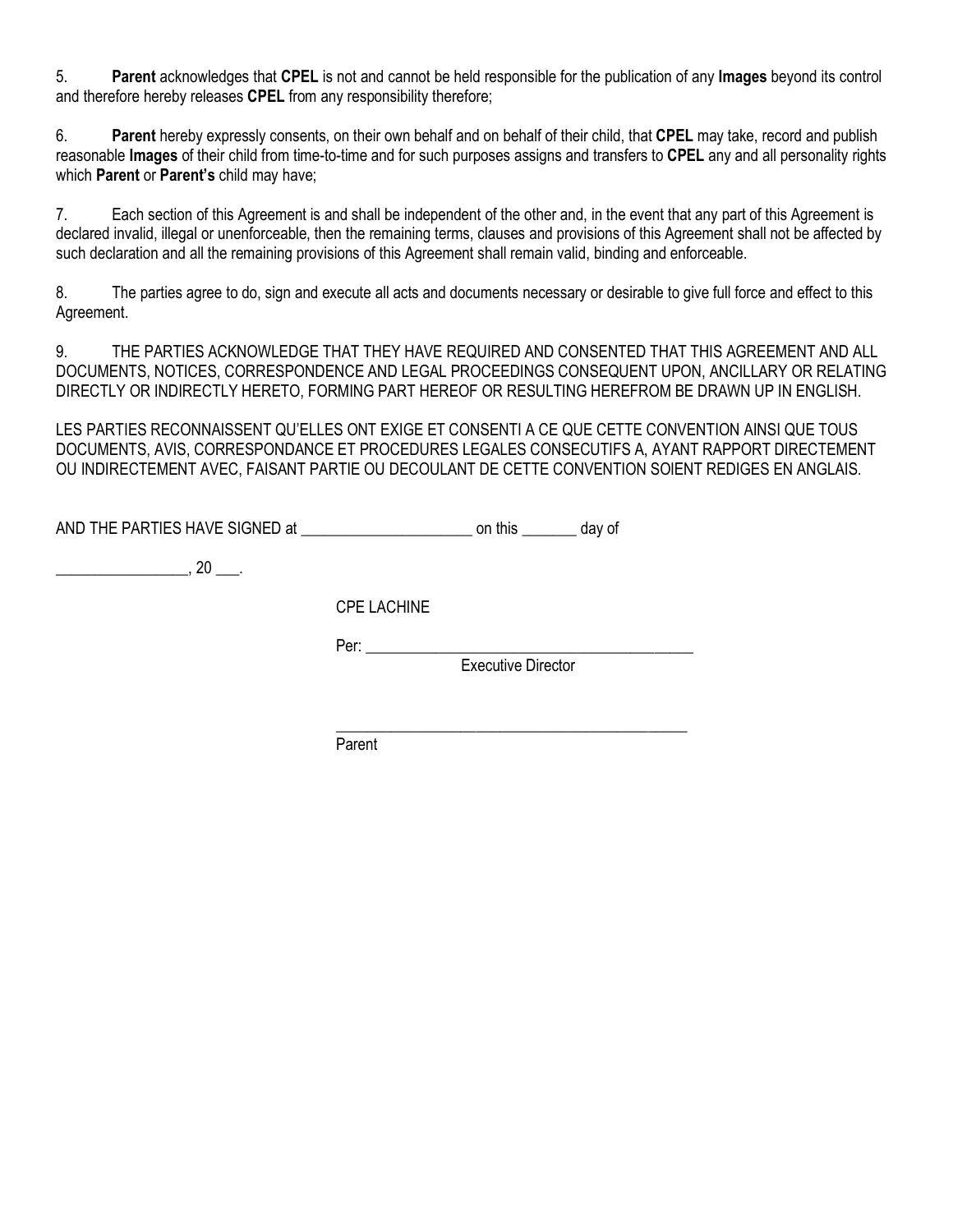5. **Parent** acknowledges that **CPEL** is not and cannot be held responsible for the publication of any **Images** beyond its control and therefore hereby releases **CPEL** from any responsibility therefore;

6. **Parent** hereby expressly consents, on their own behalf and on behalf of their child, that **CPEL** may take, record and publish reasonable **Images** of their child from time-to-time and for such purposes assigns and transfers to **CPEL** any and all personality rights which **Parent** or **Parent's** child may have;

7. Each section of this Agreement is and shall be independent of the other and, in the event that any part of this Agreement is declared invalid, illegal or unenforceable, then the remaining terms, clauses and provisions of this Agreement shall not be affected by such declaration and all the remaining provisions of this Agreement shall remain valid, binding and enforceable.

8. The parties agree to do, sign and execute all acts and documents necessary or desirable to give full force and effect to this Agreement.

9. THE PARTIES ACKNOWLEDGE THAT THEY HAVE REQUIRED AND CONSENTED THAT THIS AGREEMENT AND ALL DOCUMENTS, NOTICES, CORRESPONDENCE AND LEGAL PROCEEDINGS CONSEQUENT UPON, ANCILLARY OR RELATING DIRECTLY OR INDIRECTLY HERETO, FORMING PART HEREOF OR RESULTING HEREFROM BE DRAWN UP IN ENGLISH.

LES PARTIES RECONNAISSENT QU'ELLES ONT EXIGE ET CONSENTI A CE QUE CETTE CONVENTION AINSI QUE TOUS DOCUMENTS, AVIS, CORRESPONDANCE ET PROCEDURES LEGALES CONSECUTIFS A, AYANT RAPPORT DIRECTEMENT OU INDIRECTEMENT AVEC, FAISANT PARTIE OU DECOULANT DE CETTE CONVENTION SOIENT REDIGES EN ANGLAIS.

AND THE PARTIES HAVE SIGNED at ______________________ on this _______ day of

_________________, 20 ___.

CPE LACHINE

Per: ___________________________________________

Executive Director

_______________________________________________

Parent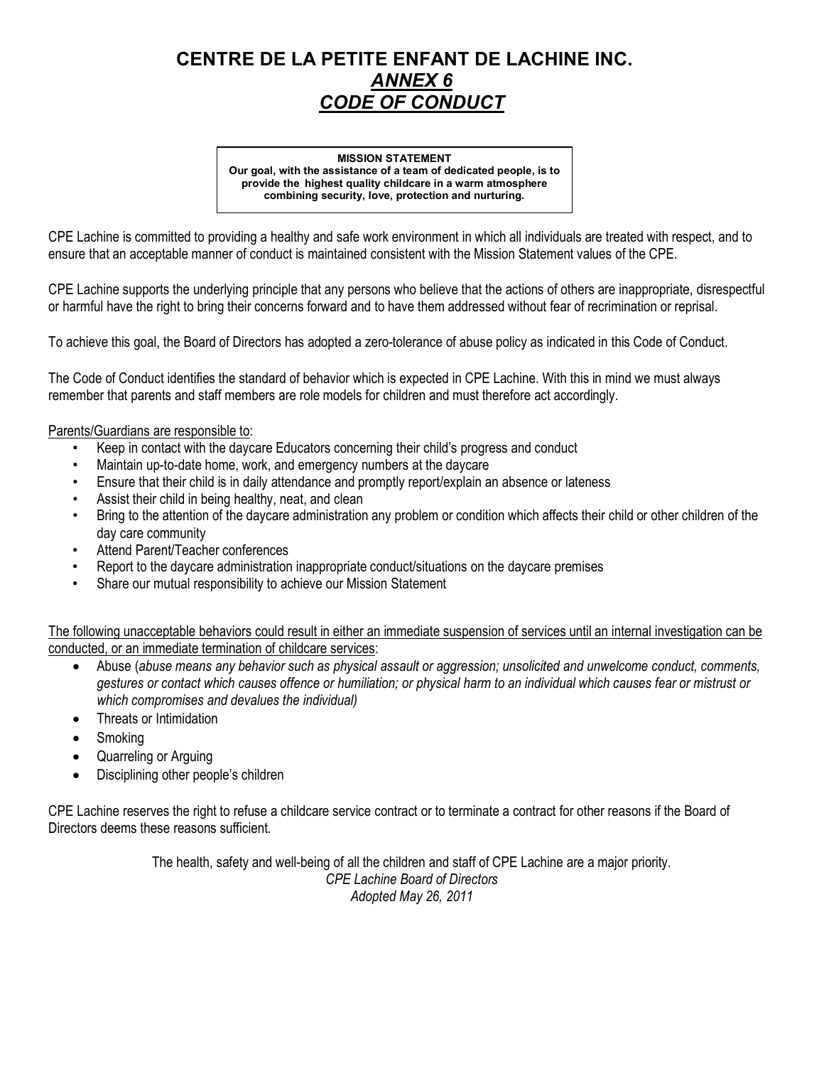# CENTRE DE LA PETITE ENFANT DE LACHINE INC.
## *ANNEX 6*
## *CODE OF CONDUCT*

**MISSION STATEMENT**
**Our goal, with the assistance of a team of dedicated people, is to provide the highest quality childcare in a warm atmosphere combining security, love, protection and nurturing.**

CPE Lachine is committed to providing a healthy and safe work environment in which all individuals are treated with respect, and to ensure that an acceptable manner of conduct is maintained consistent with the Mission Statement values of the CPE.

CPE Lachine supports the underlying principle that any persons who believe that the actions of others are inappropriate, disrespectful or harmful have the right to bring their concerns forward and to have them addressed without fear of recrimination or reprisal.

To achieve this goal, the Board of Directors has adopted a zero-tolerance of abuse policy as indicated in this Code of Conduct.

The Code of Conduct identifies the standard of behavior which is expected in CPE Lachine. With this in mind we must always remember that parents and staff members are role models for children and must therefore act accordingly.

Parents/Guardians are responsible to:

- Keep in contact with the daycare Educators concerning their child's progress and conduct
- Maintain up-to-date home, work, and emergency numbers at the daycare
- Ensure that their child is in daily attendance and promptly report/explain an absence or lateness
- Assist their child in being healthy, neat, and clean
- Bring to the attention of the daycare administration any problem or condition which affects their child or other children of the day care community
- Attend Parent/Teacher conferences
- Report to the daycare administration inappropriate conduct/situations on the daycare premises
- Share our mutual responsibility to achieve our Mission Statement

The following unacceptable behaviors could result in either an immediate suspension of services until an internal investigation can be conducted, or an immediate termination of childcare services:

- Abuse (*abuse means any behavior such as physical assault or aggression; unsolicited and unwelcome conduct, comments, gestures or contact which causes offence or humiliation; or physical harm to an individual which causes fear or mistrust or which compromises and devalues the individual)*
- Threats or Intimidation
- Smoking
- Quarreling or Arguing
- Disciplining other people's children

CPE Lachine reserves the right to refuse a childcare service contract or to terminate a contract for other reasons if the Board of Directors deems these reasons sufficient.

The health, safety and well-being of all the children and staff of CPE Lachine are a major priority.
*CPE Lachine Board of Directors*
*Adopted May 26, 2011*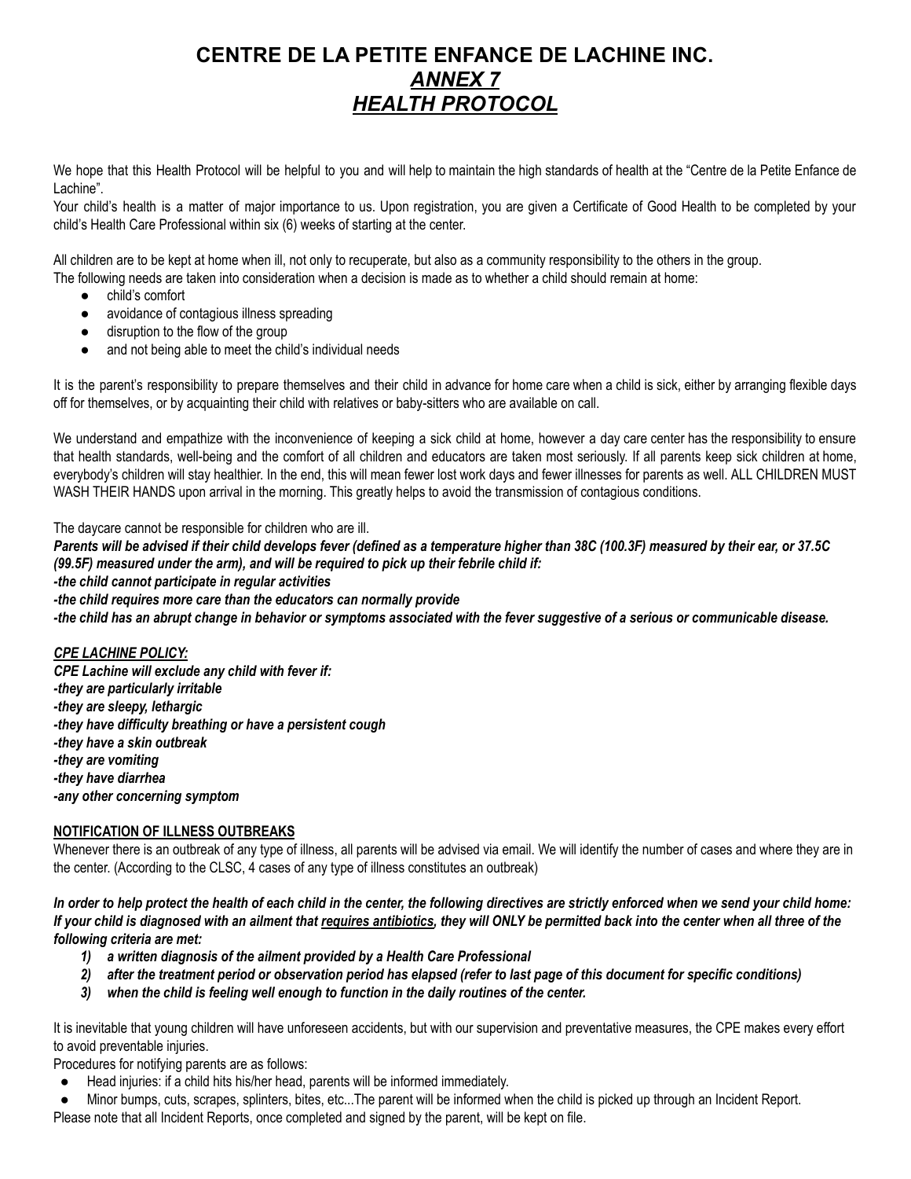# CENTRE DE LA PETITE ENFANCE DE LACHINE INC.
## *ANNEX 7*
## *HEALTH PROTOCOL*

We hope that this Health Protocol will be helpful to you and will help to maintain the high standards of health at the "Centre de la Petite Enfance de Lachine".

Your child's health is a matter of major importance to us. Upon registration, you are given a Certificate of Good Health to be completed by your child's Health Care Professional within six (6) weeks of starting at the center.

All children are to be kept at home when ill, not only to recuperate, but also as a community responsibility to the others in the group.

The following needs are taken into consideration when a decision is made as to whether a child should remain at home:

- child's comfort
- avoidance of contagious illness spreading
- disruption to the flow of the group
- and not being able to meet the child's individual needs

It is the parent's responsibility to prepare themselves and their child in advance for home care when a child is sick, either by arranging flexible days off for themselves, or by acquainting their child with relatives or baby-sitters who are available on call.

We understand and empathize with the inconvenience of keeping a sick child at home, however a day care center has the responsibility to ensure that health standards, well-being and the comfort of all children and educators are taken most seriously. If all parents keep sick children at home, everybody's children will stay healthier. In the end, this will mean fewer lost work days and fewer illnesses for parents as well. ALL CHILDREN MUST WASH THEIR HANDS upon arrival in the morning. This greatly helps to avoid the transmission of contagious conditions.

The daycare cannot be responsible for children who are ill.

***Parents will be advised if their child develops fever (defined as a temperature higher than 38C (100.3F) measured by their ear, or 37.5C (99.5F) measured under the arm), and will be required to pick up their febrile child if:***
***-the child cannot participate in regular activities***
***-the child requires more care than the educators can normally provide***
***-the child has an abrupt change in behavior or symptoms associated with the fever suggestive of a serious or communicable disease.***

***CPE LACHINE POLICY:***
***CPE Lachine will exclude any child with fever if:***
***-they are particularly irritable***
***-they are sleepy, lethargic***
***-they have difficulty breathing or have a persistent cough***
***-they have a skin outbreak***
***-they are vomiting***
***-they have diarrhea***
***-any other concerning symptom***

**NOTIFICATION OF ILLNESS OUTBREAKS**

Whenever there is an outbreak of any type of illness, all parents will be advised via email. We will identify the number of cases and where they are in the center. (According to the CLSC, 4 cases of any type of illness constitutes an outbreak)

***In order to help protect the health of each child in the center, the following directives are strictly enforced when we send your child home: If your child is diagnosed with an ailment that requires antibiotics, they will ONLY be permitted back into the center when all three of the following criteria are met:***

1) ***a written diagnosis of the ailment provided by a Health Care Professional***
2) ***after the treatment period or observation period has elapsed (refer to last page of this document for specific conditions)***
3) ***when the child is feeling well enough to function in the daily routines of the center.***

It is inevitable that young children will have unforeseen accidents, but with our supervision and preventative measures, the CPE makes every effort to avoid preventable injuries.

Procedures for notifying parents are as follows:

- Head injuries: if a child hits his/her head, parents will be informed immediately.
- Minor bumps, cuts, scrapes, splinters, bites, etc...The parent will be informed when the child is picked up through an Incident Report.

Please note that all Incident Reports, once completed and signed by the parent, will be kept on file.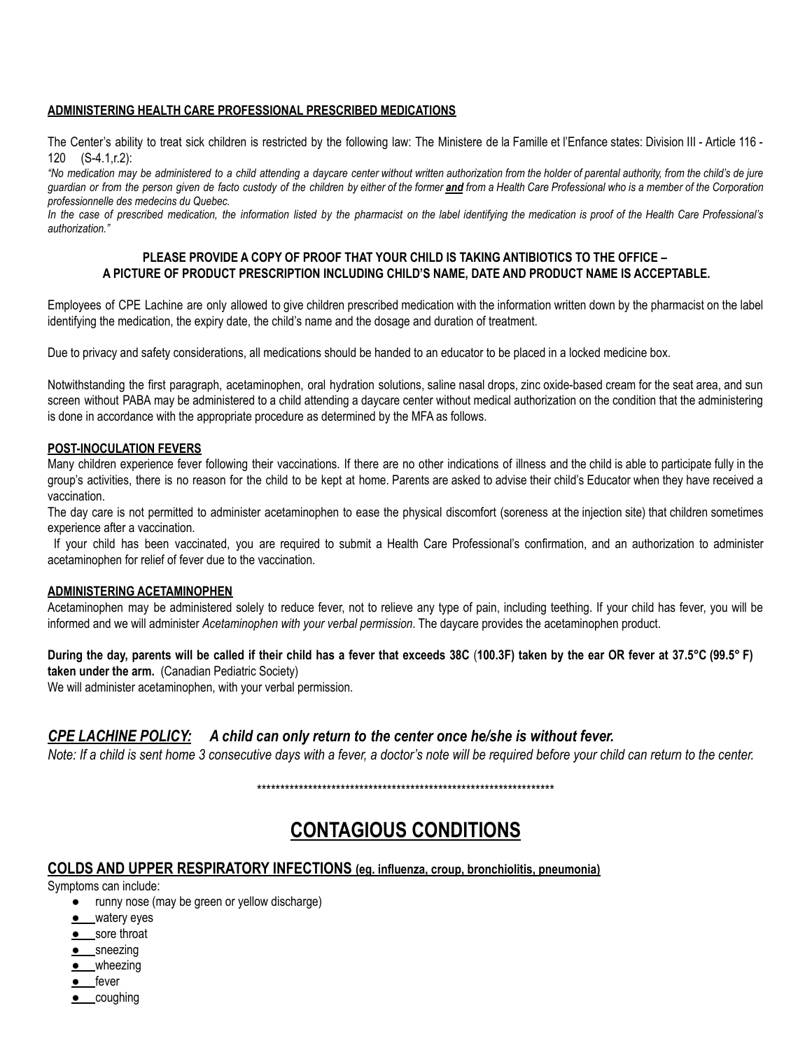**ADMINISTERING HEALTH CARE PROFESSIONAL PRESCRIBED MEDICATIONS**

The Center's ability to treat sick children is restricted by the following law: The Ministere de la Famille et l'Enfance states: Division III - Article 116 - 120 (S-4.1,r.2):

*"No medication may be administered to a child attending a daycare center without written authorization from the holder of parental authority, from the child's de jure guardian or from the person given de facto custody of the children by either of the former **and** from a Health Care Professional who is a member of the Corporation professionnelle des medecins du Quebec.*

*In the case of prescribed medication, the information listed by the pharmacist on the label identifying the medication is proof of the Health Care Professional's authorization."*

**PLEASE PROVIDE A COPY OF PROOF THAT YOUR CHILD IS TAKING ANTIBIOTICS TO THE OFFICE – A PICTURE OF PRODUCT PRESCRIPTION INCLUDING CHILD'S NAME, DATE AND PRODUCT NAME IS ACCEPTABLE.**

Employees of CPE Lachine are only allowed to give children prescribed medication with the information written down by the pharmacist on the label identifying the medication, the expiry date, the child's name and the dosage and duration of treatment.

Due to privacy and safety considerations, all medications should be handed to an educator to be placed in a locked medicine box.

Notwithstanding the first paragraph, acetaminophen, oral hydration solutions, saline nasal drops, zinc oxide-based cream for the seat area, and sun screen without PABA may be administered to a child attending a daycare center without medical authorization on the condition that the administering is done in accordance with the appropriate procedure as determined by the MFA as follows.

**POST-INOCULATION FEVERS**

Many children experience fever following their vaccinations. If there are no other indications of illness and the child is able to participate fully in the group's activities, there is no reason for the child to be kept at home. Parents are asked to advise their child's Educator when they have received a vaccination.

The day care is not permitted to administer acetaminophen to ease the physical discomfort (soreness at the injection site) that children sometimes experience after a vaccination.

If your child has been vaccinated, you are required to submit a Health Care Professional's confirmation, and an authorization to administer acetaminophen for relief of fever due to the vaccination.

**ADMINISTERING ACETAMINOPHEN**

Acetaminophen may be administered solely to reduce fever, not to relieve any type of pain, including teething. If your child has fever, you will be informed and we will administer *Acetaminophen with your verbal permission*. The daycare provides the acetaminophen product.

**During the day, parents will be called if their child has a fever that exceeds 38C (100.3F) taken by the ear OR fever at 37.5°C (99.5° F) taken under the arm.** (Canadian Pediatric Society)

We will administer acetaminophen, with your verbal permission.

### ***CPE LACHINE POLICY:*** ***A child can only return to the center once he/she is without fever.***

*Note: If a child is sent home 3 consecutive days with a fever, a doctor's note will be required before your child can return to the center.*

*******************************************************************

# CONTAGIOUS CONDITIONS

## COLDS AND UPPER RESPIRATORY INFECTIONS (eg. influenza, croup, bronchiolitis, pneumonia)

Symptoms can include:

- runny nose (may be green or yellow discharge)
- watery eyes
- sore throat
- sneezing
- wheezing
- fever
- coughing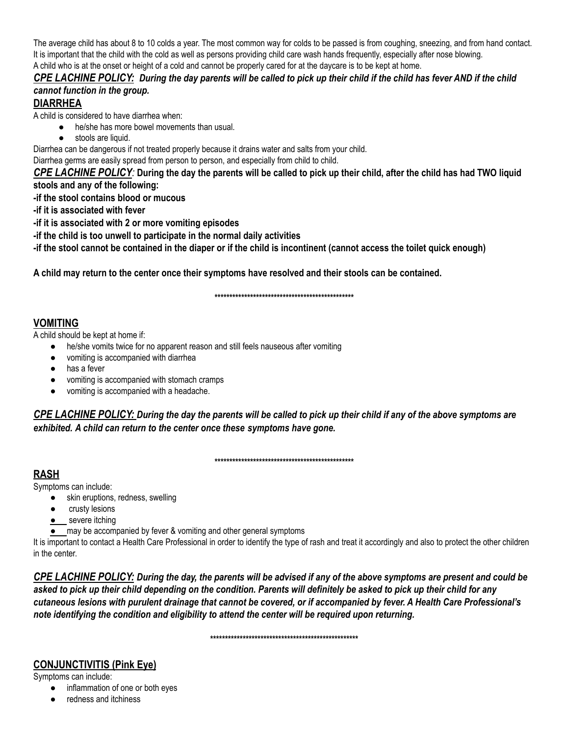The average child has about 8 to 10 colds a year. The most common way for colds to be passed is from coughing, sneezing, and from hand contact. It is important that the child with the cold as well as persons providing child care wash hands frequently, especially after nose blowing.
A child who is at the onset or height of a cold and cannot be properly cared for at the daycare is to be kept at home.

***CPE LACHINE POLICY:** During the day parents will be called to pick up their child if the child has fever AND if the child cannot function in the group.*

## DIARRHEA

A child is considered to have diarrhea when:

- he/she has more bowel movements than usual.
- stools are liquid.

Diarrhea can be dangerous if not treated properly because it drains water and salts from your child.
Diarrhea germs are easily spread from person to person, and especially from child to child.

***CPE LACHINE POLICY**:* **During the day the parents will be called to pick up their child, after the child has had TWO liquid stools and any of the following:**
**-if the stool contains blood or mucous**
**-if it is associated with fever**
**-if it is associated with 2 or more vomiting episodes**
**-if the child is too unwell to participate in the normal daily activities**
**-if the stool cannot be contained in the diaper or if the child is incontinent (cannot access the toilet quick enough)**

**A child may return to the center once their symptoms have resolved and their stools can be contained.**

************************************************

## VOMITING

A child should be kept at home if:

- he/she vomits twice for no apparent reason and still feels nauseous after vomiting
- vomiting is accompanied with diarrhea
- has a fever
- vomiting is accompanied with stomach cramps
- vomiting is accompanied with a headache.

***CPE LACHINE POLICY:** During the day the parents will be called to pick up their child if any of the above symptoms are exhibited. A child can return to the center once these symptoms have gone.*

************************************************

## RASH

Symptoms can include:

- skin eruptions, redness, swelling
- crusty lesions
- severe itching
- may be accompanied by fever & vomiting and other general symptoms

It is important to contact a Health Care Professional in order to identify the type of rash and treat it accordingly and also to protect the other children in the center.

***CPE LACHINE POLICY:** During the day, the parents will be advised if any of the above symptoms are present and could be asked to pick up their child depending on the condition. Parents will definitely be asked to pick up their child for any cutaneous lesions with purulent drainage that cannot be covered, or if accompanied by fever. A Health Care Professional's note identifying the condition and eligibility to attend the center will be required upon returning.*

**************************************************

## CONJUNCTIVITIS (Pink Eye)

Symptoms can include:

- inflammation of one or both eyes
- redness and itchiness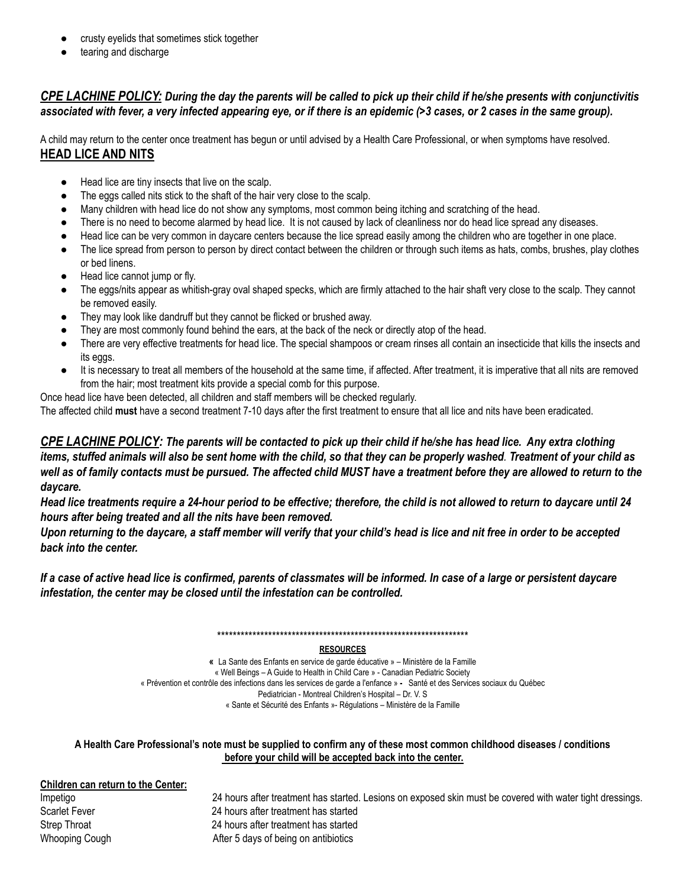- crusty eyelids that sometimes stick together
- tearing and discharge

***CPE LACHINE POLICY:*** ***During the day the parents will be called to pick up their child if he/she presents with conjunctivitis associated with fever, a very infected appearing eye, or if there is an epidemic (>3 cases, or 2 cases in the same group).***

A child may return to the center once treatment has begun or until advised by a Health Care Professional, or when symptoms have resolved.

## HEAD LICE AND NITS

- Head lice are tiny insects that live on the scalp.
- The eggs called nits stick to the shaft of the hair very close to the scalp.
- Many children with head lice do not show any symptoms, most common being itching and scratching of the head.
- There is no need to become alarmed by head lice. It is not caused by lack of cleanliness nor do head lice spread any diseases.
- Head lice can be very common in daycare centers because the lice spread easily among the children who are together in one place.
- The lice spread from person to person by direct contact between the children or through such items as hats, combs, brushes, play clothes or bed linens.
- Head lice cannot jump or fly.
- The eggs/nits appear as whitish-gray oval shaped specks, which are firmly attached to the hair shaft very close to the scalp. They cannot be removed easily.
- They may look like dandruff but they cannot be flicked or brushed away.
- They are most commonly found behind the ears, at the back of the neck or directly atop of the head.
- There are very effective treatments for head lice. The special shampoos or cream rinses all contain an insecticide that kills the insects and its eggs.
- It is necessary to treat all members of the household at the same time, if affected. After treatment, it is imperative that all nits are removed from the hair; most treatment kits provide a special comb for this purpose.

Once head lice have been detected, all children and staff members will be checked regularly.

The affected child **must** have a second treatment 7-10 days after the first treatment to ensure that all lice and nits have been eradicated.

***CPE LACHINE POLICY:*** ***The parents will be contacted to pick up their child if he/she has head lice. Any extra clothing items, stuffed animals will also be sent home with the child, so that they can be properly washed. Treatment of your child as well as of family contacts must be pursued. The affected child MUST have a treatment before they are allowed to return to the daycare.***

***Head lice treatments require a 24-hour period to be effective; therefore, the child is not allowed to return to daycare until 24 hours after being treated and all the nits have been removed.***

***Upon returning to the daycare, a staff member will verify that your child's head is lice and nit free in order to be accepted back into the center.***

***If a case of active head lice is confirmed, parents of classmates will be informed. In case of a large or persistent daycare infestation, the center may be closed until the infestation can be controlled.***

*****************************************************************

**RESOURCES**

« La Sante des Enfants en service de garde éducative » – Ministère de la Famille
« Well Beings – A Guide to Health in Child Care » - Canadian Pediatric Society
« Prévention et contrôle des infections dans les services de garde a l'enfance » - Santé et des Services sociaux du Québec
Pediatrician - Montreal Children's Hospital – Dr. V. S
« Sante et Sécurité des Enfants »- Régulations – Ministère de la Famille

**A Health Care Professional's note must be supplied to confirm any of these most common childhood diseases / conditions before your child will be accepted back into the center.**

**Children can return to the Center:**

| | |
|---|---|
| Impetigo | 24 hours after treatment has started. Lesions on exposed skin must be covered with water tight dressings. |
| Scarlet Fever | 24 hours after treatment has started |
| Strep Throat | 24 hours after treatment has started |
| Whooping Cough | After 5 days of being on antibiotics |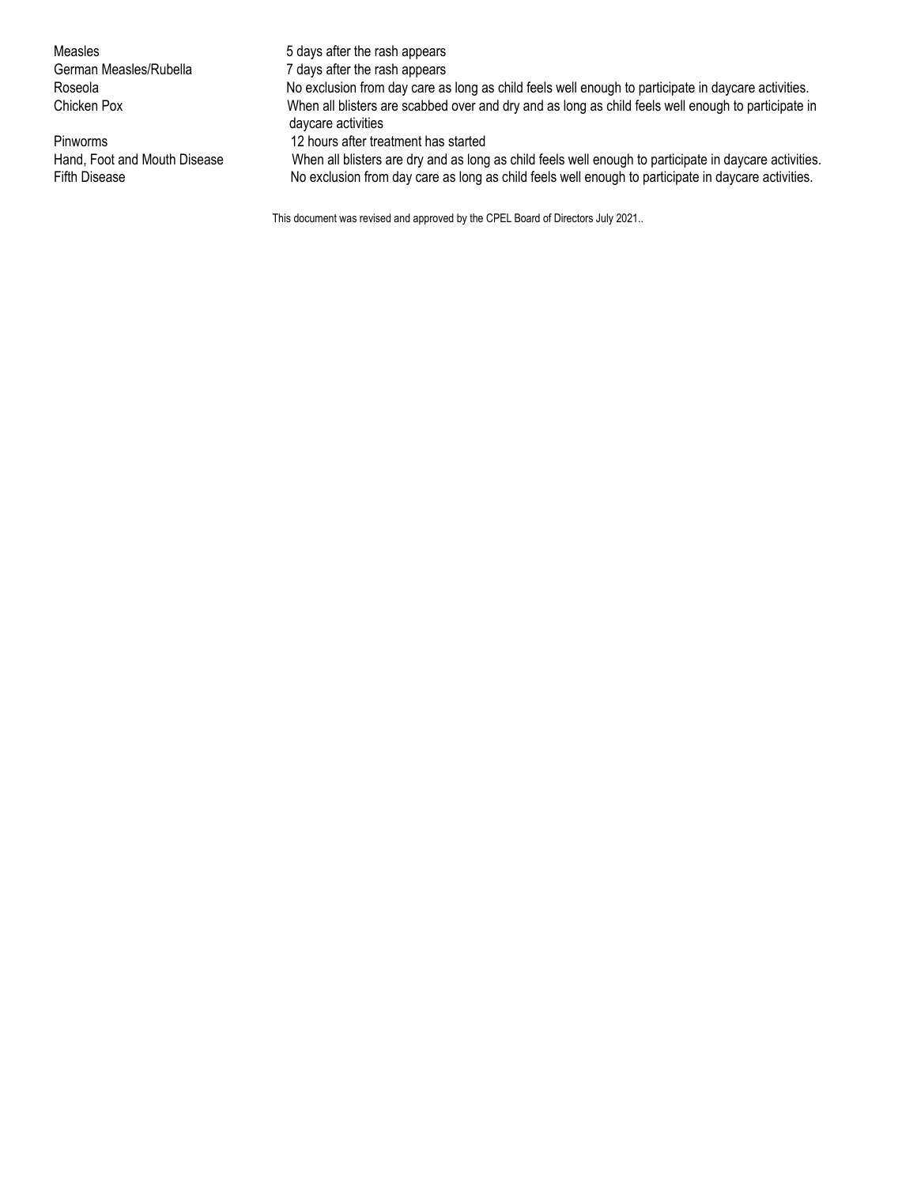| | |
|---|---|
| Measles | 5 days after the rash appears |
| German Measles/Rubella | 7 days after the rash appears |
| Roseola | No exclusion from day care as long as child feels well enough to participate in daycare activities. |
| Chicken Pox | When all blisters are scabbed over and dry and as long as child feels well enough to participate in daycare activities |
| Pinworms | 12 hours after treatment has started |
| Hand, Foot and Mouth Disease | When all blisters are dry and as long as child feels well enough to participate in daycare activities. |
| Fifth Disease | No exclusion from day care as long as child feels well enough to participate in daycare activities. |

This document was revised and approved by the CPEL Board of Directors July 2021..